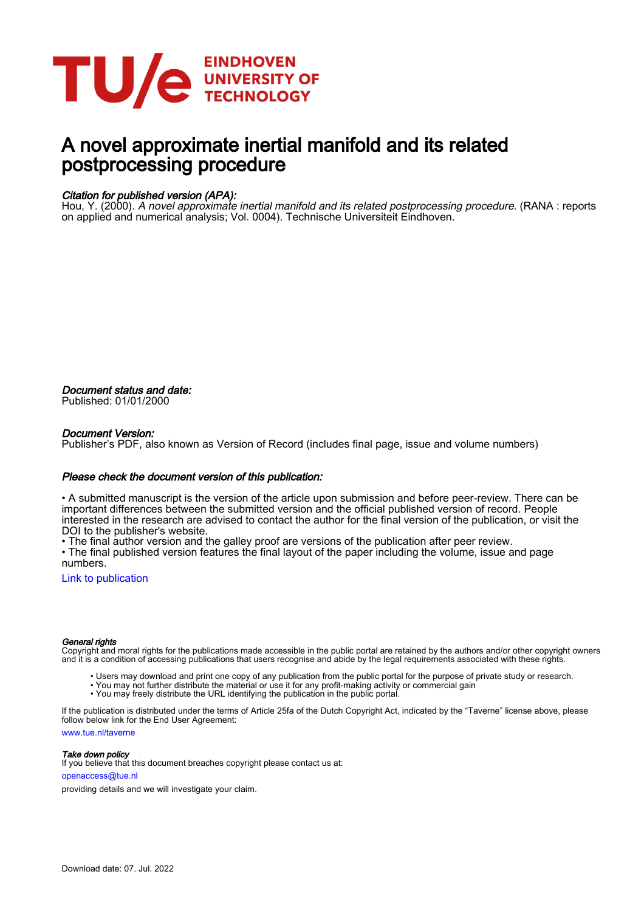EINDHOVEN UNIVERSITY OF TECHNOLOGY

# A novel approximate inertial manifold and its related postprocessing procedure

*Citation for published version (APA):*
Hou, Y. (2000). *A novel approximate inertial manifold and its related postprocessing procedure*. (RANA : reports on applied and numerical analysis; Vol. 0004). Technische Universiteit Eindhoven.

*Document status and date:*
Published: 01/01/2000

*Document Version:*
Publisher's PDF, also known as Version of Record (includes final page, issue and volume numbers)

*Please check the document version of this publication:*

• A submitted manuscript is the version of the article upon submission and before peer-review. There can be important differences between the submitted version and the official published version of record. People interested in the research are advised to contact the author for the final version of the publication, or visit the DOI to the publisher's website.
• The final author version and the galley proof are versions of the publication after peer review.
• The final published version features the final layout of the paper including the volume, issue and page numbers.

Link to publication

*General rights*
Copyright and moral rights for the publications made accessible in the public portal are retained by the authors and/or other copyright owners and it is a condition of accessing publications that users recognise and abide by the legal requirements associated with these rights.

- Users may download and print one copy of any publication from the public portal for the purpose of private study or research.
- You may not further distribute the material or use it for any profit-making activity or commercial gain
- You may freely distribute the URL identifying the publication in the public portal.

If the publication is distributed under the terms of Article 25fa of the Dutch Copyright Act, indicated by the "Taverne" license above, please follow below link for the End User Agreement:

www.tue.nl/taverne

*Take down policy*
If you believe that this document breaches copyright please contact us at:

openaccess@tue.nl

providing details and we will investigate your claim.

Download date: 07. Jul. 2022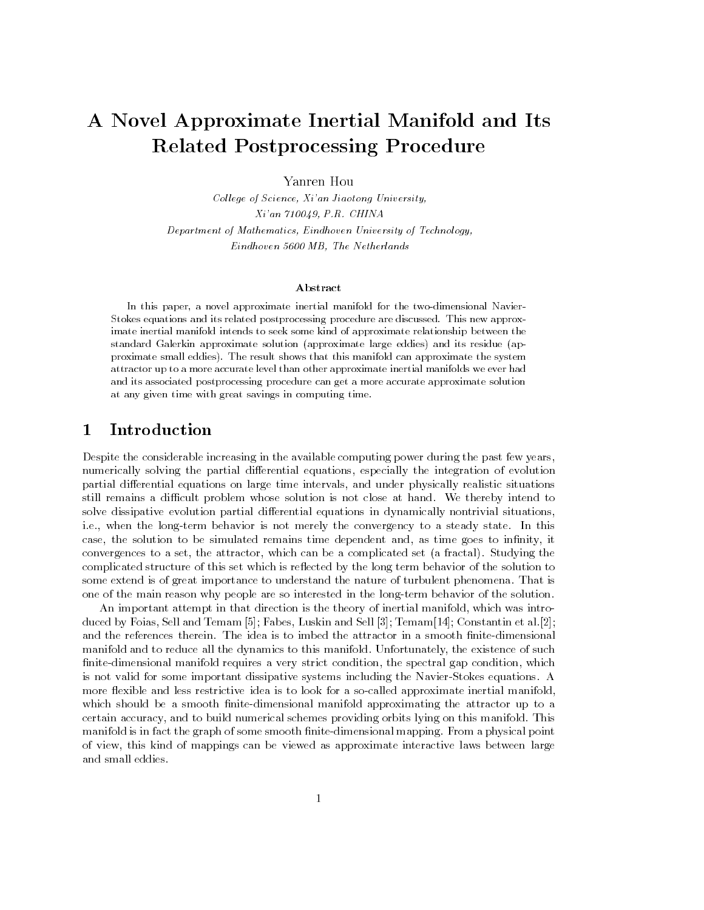# A Novel Approximate Inertial Manifold and Its Related Postprocessing Procedure

Yanren Hou

*College of Science, Xi'an Jiaotong University,*
*Xi'an 710049, P.R. CHINA*
*Department of Mathematics, Eindhoven University of Technology,*
*Eindhoven 5600 MB, The Netherlands*

### Abstract

In this paper, a novel approximate inertial manifold for the two-dimensional Navier-Stokes equations and its related postprocessing procedure are discussed. This new approximate inertial manifold intends to seek some kind of approximate relationship between the standard Galerkin approximate solution (approximate large eddies) and its residue (approximate small eddies). The result shows that this manifold can approximate the system attractor up to a more accurate level than other approximate inertial manifolds we ever had and its associated postprocessing procedure can get a more accurate approximate solution at any given time with great savings in computing time.

## 1 Introduction

Despite the considerable increasing in the available computing power during the past few years, numerically solving the partial differential equations, especially the integration of evolution partial differential equations on large time intervals, and under physically realistic situations still remains a difficult problem whose solution is not close at hand. We thereby intend to solve dissipative evolution partial differential equations in dynamically nontrivial situations, i.e., when the long-term behavior is not merely the convergency to a steady state. In this case, the solution to be simulated remains time dependent and, as time goes to infinity, it convergences to a set, the attractor, which can be a complicated set (a fractal). Studying the complicated structure of this set which is reflected by the long term behavior of the solution to some extend is of great importance to understand the nature of turbulent phenomena. That is one of the main reason why people are so interested in the long-term behavior of the solution.

An important attempt in that direction is the theory of inertial manifold, which was introduced by Foias, Sell and Temam [5]; Fabes, Luskin and Sell [3]; Temam[14]; Constantin et al.[2]; and the references therein. The idea is to imbed the attractor in a smooth finite-dimensional manifold and to reduce all the dynamics to this manifold. Unfortunately, the existence of such finite-dimensional manifold requires a very strict condition, the spectral gap condition, which is not valid for some important dissipative systems including the Navier-Stokes equations. A more flexible and less restrictive idea is to look for a so-called approximate inertial manifold, which should be a smooth finite-dimensional manifold approximating the attractor up to a certain accuracy, and to build numerical schemes providing orbits lying on this manifold. This manifold is in fact the graph of some smooth finite-dimensional mapping. From a physical point of view, this kind of mappings can be viewed as approximate interactive laws between large and small eddies.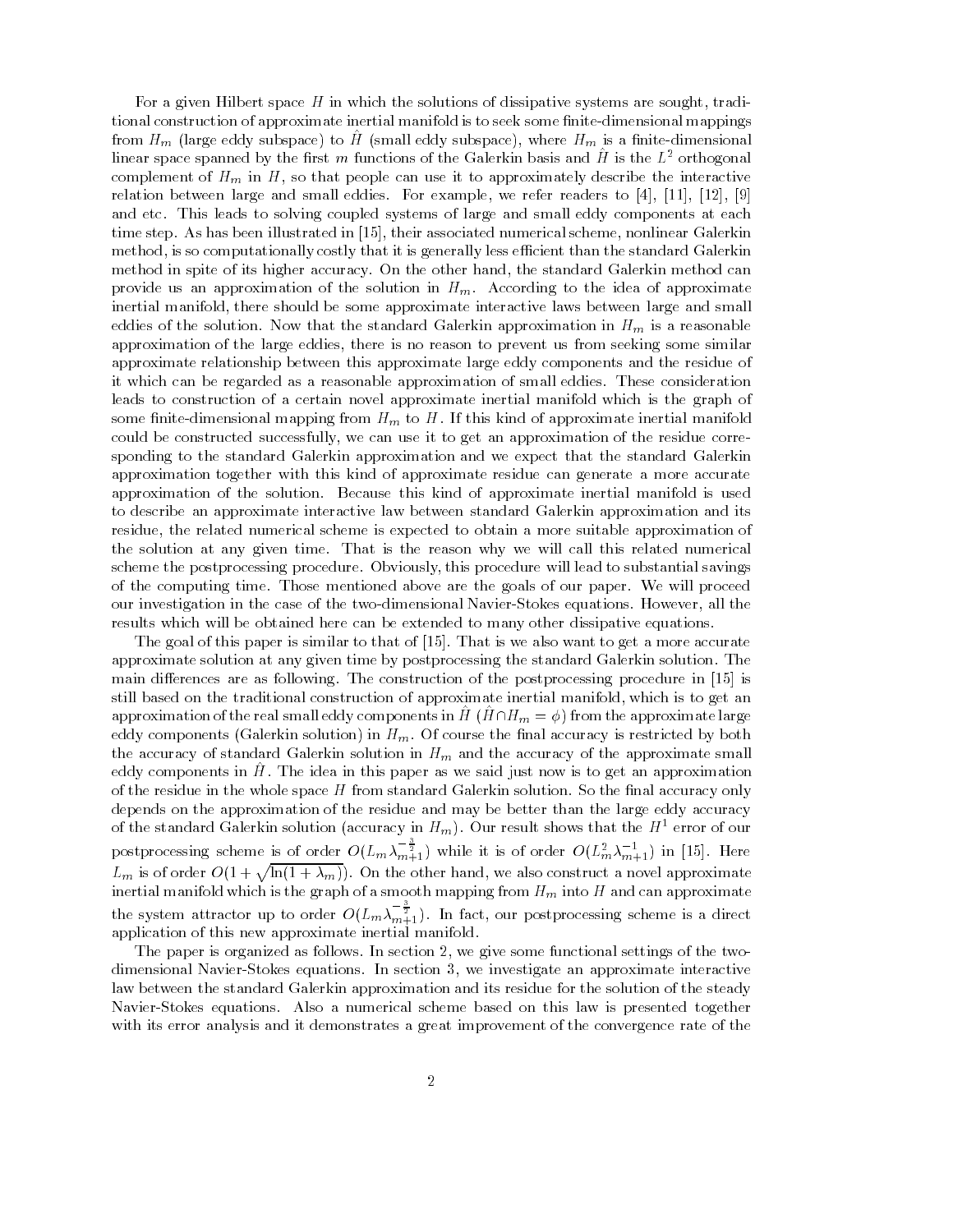For a given Hilbert space $H$ in which the solutions of dissipative systems are sought, traditional construction of approximate inertial manifold is to seek some finite-dimensional mappings from $H_m$ (large eddy subspace) to $\hat{H}$ (small eddy subspace), where $H_m$ is a finite-dimensional linear space spanned by the first $m$ functions of the Galerkin basis and $\hat{H}$ is the $L^2$ orthogonal complement of $H_m$ in $H$, so that people can use it to approximately describe the interactive relation between large and small eddies. For example, we refer readers to [4], [11], [12], [9] and etc. This leads to solving coupled systems of large and small eddy components at each time step. As has been illustrated in [15], their associated numerical scheme, nonlinear Galerkin method, is so computationally costly that it is generally less efficient than the standard Galerkin method in spite of its higher accuracy. On the other hand, the standard Galerkin method can provide us an approximation of the solution in $H_m$. According to the idea of approximate inertial manifold, there should be some approximate interactive laws between large and small eddies of the solution. Now that the standard Galerkin approximation in $H_m$ is a reasonable approximation of the large eddies, there is no reason to prevent us from seeking some similar approximate relationship between this approximate large eddy components and the residue of it which can be regarded as a reasonable approximation of small eddies. These consideration leads to construction of a certain novel approximate inertial manifold which is the graph of some finite-dimensional mapping from $H_m$ to $H$. If this kind of approximate inertial manifold could be constructed successfully, we can use it to get an approximation of the residue corresponding to the standard Galerkin approximation and we expect that the standard Galerkin approximation together with this kind of approximate residue can generate a more accurate approximation of the solution. Because this kind of approximate inertial manifold is used to describe an approximate interactive law between standard Galerkin approximation and its residue, the related numerical scheme is expected to obtain a more suitable approximation of the solution at any given time. That is the reason why we will call this related numerical scheme the postprocessing procedure. Obviously, this procedure will lead to substantial savings of the computing time. Those mentioned above are the goals of our paper. We will proceed our investigation in the case of the two-dimensional Navier-Stokes equations. However, all the results which will be obtained here can be extended to many other dissipative equations.

The goal of this paper is similar to that of [15]. That is we also want to get a more accurate approximate solution at any given time by postprocessing the standard Galerkin solution. The main differences are as following. The construction of the postprocessing procedure in [15] is still based on the traditional construction of approximate inertial manifold, which is to get an approximation of the real small eddy components in $\hat{H}$ ($\hat{H} \cap H_m = \phi$) from the approximate large eddy components (Galerkin solution) in $H_m$. Of course the final accuracy is restricted by both the accuracy of standard Galerkin solution in $H_m$ and the accuracy of the approximate small eddy components in $\hat{H}$. The idea in this paper as we said just now is to get an approximation of the residue in the whole space $H$ from standard Galerkin solution. So the final accuracy only depends on the approximation of the residue and may be better than the large eddy accuracy of the standard Galerkin solution (accuracy in $H_m$). Our result shows that the $H^1$ error of our postprocessing scheme is of order $O(L_m \lambda_{m+1}^{-\frac{3}{2}})$ while it is of order $O(L_m^2 \lambda_{m+1}^{-1})$ in [15]. Here $L_m$ is of order $O(1 + \sqrt{\ln(1 + \lambda_m)})$. On the other hand, we also construct a novel approximate inertial manifold which is the graph of a smooth mapping from $H_m$ into $H$ and can approximate the system attractor up to order $O(L_m \lambda_{m+1}^{-\frac{3}{2}})$. In fact, our postprocessing scheme is a direct application of this new approximate inertial manifold.

The paper is organized as follows. In section 2, we give some functional settings of the two-dimensional Navier-Stokes equations. In section 3, we investigate an approximate interactive law between the standard Galerkin approximation and its residue for the solution of the steady Navier-Stokes equations. Also a numerical scheme based on this law is presented together with its error analysis and it demonstrates a great improvement of the convergence rate of the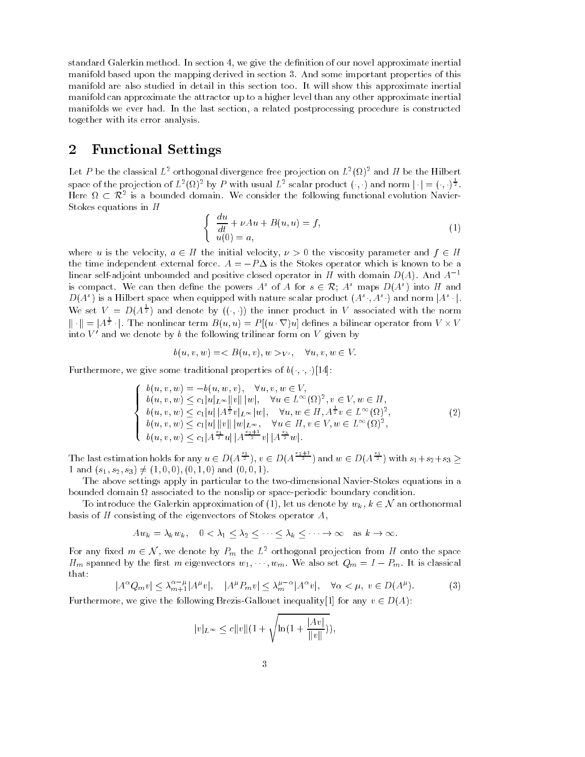standard Galerkin method. In section 4, we give the definition of our novel approximate inertial manifold based upon the mapping derived in section 3. And some important properties of this manifold are also studied in detail in this section too. It will show this approximate inertial manifold can approximate the attractor up to a higher level than any other approximate inertial manifolds we ever had. In the last section, a related postprocessing procedure is constructed together with its error analysis.

## 2 Functional Settings

Let $P$ be the classical $L^2$ orthogonal divergence free projection on $L^2(\Omega)^2$ and $H$ be the Hilbert space of the projection of $L^2(\Omega)^2$ by $P$ with usual $L^2$ scalar product $(\cdot,\cdot)$ and norm $|\cdot| = (\cdot,\cdot)^{\frac{1}{2}}$. Here $\Omega \subset \mathcal{R}^2$ is a bounded domain. We consider the following functional evolution Navier-Stokes equations in $H$

$$
\begin{cases}
\dfrac{du}{dt} + \nu A u + B(u,u) = f, \\
u(0) = a,
\end{cases} \tag{1}
$$

where $u$ is the velocity, $a \in H$ the initial velocity, $\nu > 0$ the viscosity parameter and $f \in H$ the time independent external force. $A = -P\Delta$ is the Stokes operator which is known to be a linear self-adjoint unbounded and positive closed operator in $H$ with domain $D(A)$. And $A^{-1}$ is compact. We can then define the powers $A^s$ of $A$ for $s \in \mathcal{R}$; $A^s$ maps $D(A^s)$ into $H$ and $D(A^s)$ is a Hilbert space when equipped with nature scalar product $(A^s\cdot, A^s\cdot)$ and norm $|A^s\cdot|$. We set $V = D(A^{\frac{1}{2}})$ and denote by $((\cdot,\cdot))$ the inner product in $V$ associated with the norm $\|\cdot\| = |A^{\frac{1}{2}}\cdot|$. The nonlinear term $B(u,v) = P[(u\cdot\nabla)u]$ defines a bilinear operator from $V \times V$ into $V'$ and we denote by $b$ the following trilinear form on $V$ given by

$$
b(u,v,w) = < B(u,v), w >_{V'}, \quad \forall u,v,w \in V.
$$

Furthermore, we give some traditional properties of $b(\cdot,\cdot,\cdot)$[14]:

$$
\begin{cases}
b(u,v,w) = -b(u,w,v), \quad \forall u,v,w \in V, \\
b(u,v,w) \le c_1 |u|_{L^\infty} \|v\|\,|w|, \quad \forall u \in L^\infty(\Omega)^2, v \in V, w \in H, \\
b(u,v,w) \le c_1 |u|\,|A^{\frac{1}{2}} v|_{L^\infty} |w|, \quad \forall u,w \in H, A^{\frac{1}{2}} v \in L^\infty(\Omega)^2, \\
b(u,v,w) \le c_1 |u|\,\|v\|\,|w|_{L^\infty}, \quad \forall u \in H, v \in V, w \in L^\infty(\Omega)^2, \\
b(u,v,w) \le c_1 |A^{\frac{s_1}{2}} u|\,|A^{\frac{s_2+1}{2}} v|\,|A^{\frac{s_3}{2}} w|.
\end{cases} \tag{2}
$$

The last estimation holds for any $u \in D(A^{\frac{s_1}{2}})$, $v \in D(A^{\frac{s_2+1}{2}})$ and $w \in D(A^{\frac{s_3}{2}})$ with $s_1+s_2+s_3 \ge 1$ and $(s_1,s_2,s_3) \ne (1,0,0), (0,1,0)$ and $(0,0,1)$.

The above settings apply in particular to the two-dimensional Navier-Stokes equations in a bounded domain $\Omega$ associated to the nonslip or space-periodic boundary condition.

To introduce the Galerkin approximation of (1), let us denote by $w_k$, $k \in \mathcal{N}$ an orthonormal basis of $H$ consisting of the eigenvectors of Stokes operator $A$,

$$
Aw_k = \lambda_k w_k, \quad 0 < \lambda_1 \le \lambda_2 \le \cdots \le \lambda_k \le \cdots \to \infty \quad \text{as } k \to \infty.
$$

For any fixed $m \in \mathcal{N}$, we denote by $P_m$ the $L^2$ orthogonal projection from $H$ onto the space $H_m$ spanned by the first $m$ eigenvectors $w_1, \cdots, w_m$. We also set $Q_m = I - P_m$. It is classical that:

$$
|A^\alpha Q_m v| \le \lambda_{m+1}^{\alpha-\mu} |A^\mu v|, \quad |A^\mu P_m v| \le \lambda_m^{\mu-\alpha} |A^\alpha v|, \quad \forall \alpha < \mu,\ v \in D(A^\mu). \tag{3}
$$

Furthermore, we give the following Brezis-Gallouet inequality[1] for any $v \in D(A)$:

$$
|v|_{L^\infty} \le c\|v\|\left(1 + \sqrt{\ln\left(1 + \frac{|Av|}{\|v\|}\right)}\right),
$$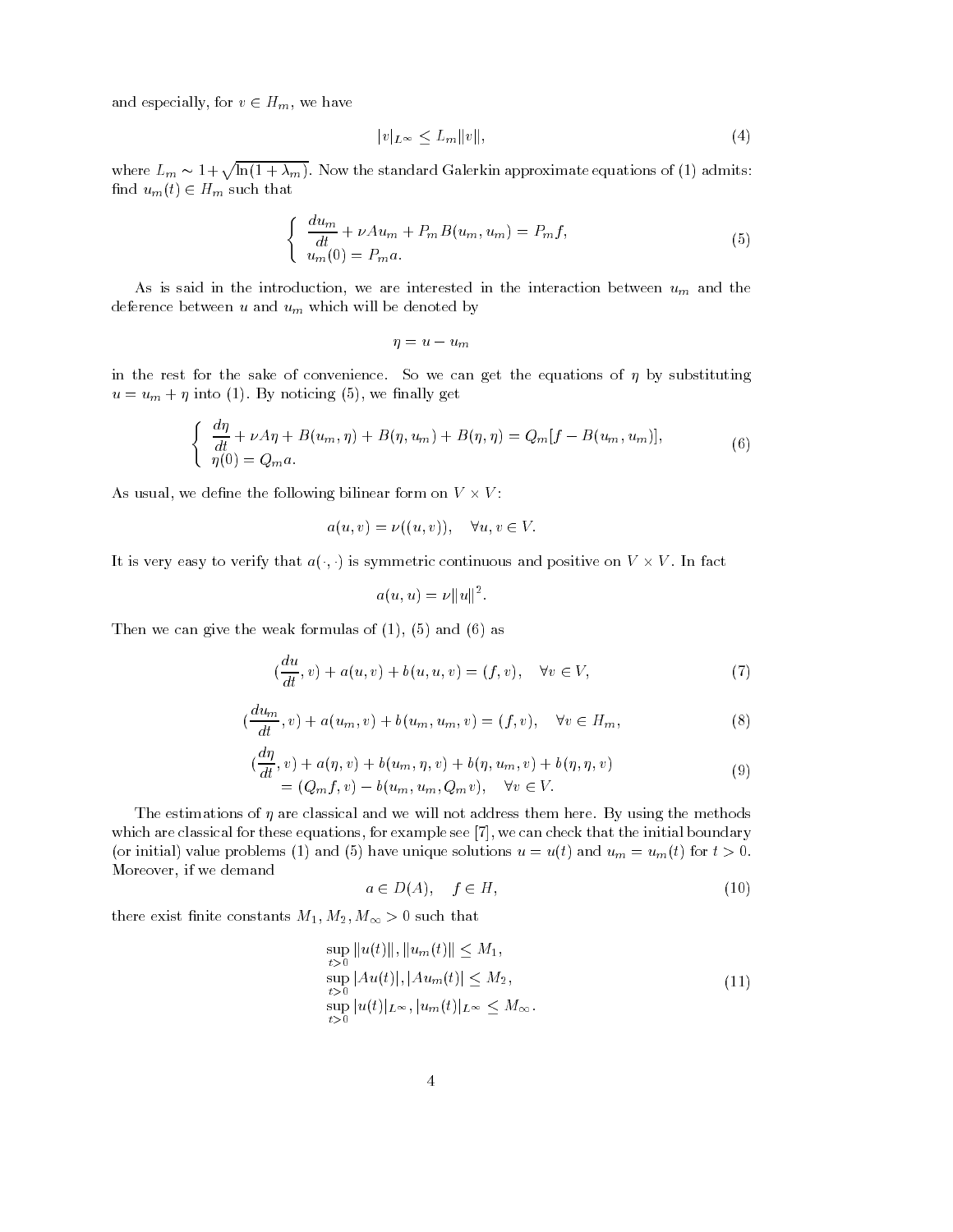and especially, for $v \in H_m$, we have

$$|v|_{L^\infty} \leq L_m \|v\|, \tag{4}$$

where $L_m \sim 1+\sqrt{\ln(1+\lambda_m)}$. Now the standard Galerkin approximate equations of (1) admits: find $u_m(t) \in H_m$ such that

$$\left\{ \begin{array}{l} \dfrac{du_m}{dt} + \nu A u_m + P_m B(u_m, u_m) = P_m f, \\ u_m(0) = P_m a. \end{array} \right. \tag{5}$$

As is said in the introduction, we are interested in the interaction between $u_m$ and the deference between $u$ and $u_m$ which will be denoted by

$$\eta = u - u_m$$

in the rest for the sake of convenience. So we can get the equations of $\eta$ by substituting $u = u_m + \eta$ into (1). By noticing (5), we finally get

$$\left\{ \begin{array}{l} \dfrac{d\eta}{dt} + \nu A\eta + B(u_m, \eta) + B(\eta, u_m) + B(\eta, \eta) = Q_m[f - B(u_m, u_m)], \\ \eta(0) = Q_m a. \end{array} \right. \tag{6}$$

As usual, we define the following bilinear form on $V \times V$:

$$a(u, v) = \nu((u, v)), \quad \forall u, v \in V.$$

It is very easy to verify that $a(\cdot, \cdot)$ is symmetric continuous and positive on $V \times V$. In fact

$$a(u, u) = \nu \|u\|^2.$$

Then we can give the weak formulas of (1), (5) and (6) as

$$(\frac{du}{dt}, v) + a(u, v) + b(u, u, v) = (f, v), \quad \forall v \in V, \tag{7}$$

$$(\frac{du_m}{dt}, v) + a(u_m, v) + b(u_m, u_m, v) = (f, v), \quad \forall v \in H_m, \tag{8}$$

$$\begin{array}{l} (\dfrac{d\eta}{dt}, v) + a(\eta, v) + b(u_m, \eta, v) + b(\eta, u_m, v) + b(\eta, \eta, v) \\ \quad = (Q_m f, v) - b(u_m, u_m, Q_m v), \quad \forall v \in V. \end{array} \tag{9}$$

The estimations of $\eta$ are classical and we will not address them here. By using the methods which are classical for these equations, for example see [7], we can check that the initial boundary (or initial) value problems (1) and (5) have unique solutions $u = u(t)$ and $u_m = u_m(t)$ for $t > 0$. Moreover, if we demand

$$a \in D(A), \quad f \in H, \tag{10}$$

there exist finite constants $M_1, M_2, M_\infty > 0$ such that

$$\begin{array}{l} \sup\limits_{t>0} \|u(t)\|, \|u_m(t)\| \leq M_1, \\ \sup\limits_{t>0} |Au(t)|, |Au_m(t)| \leq M_2, \\ \sup\limits_{t>0} |u(t)|_{L^\infty}, |u_m(t)|_{L^\infty} \leq M_\infty. \end{array} \tag{11}$$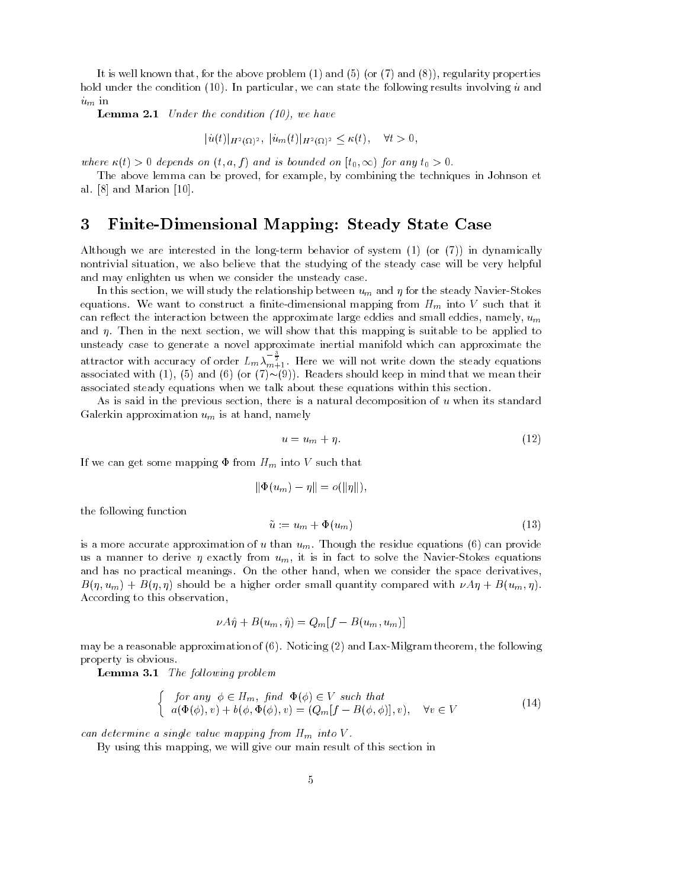It is well known that, for the above problem (1) and (5) (or (7) and (8)), regularity properties hold under the condition (10). In particular, we can state the following results involving $\dot{u}$ and $\dot{u}_m$ in

**Lemma 2.1** *Under the condition (10), we have*

$$|\dot{u}(t)|_{H^2(\Omega)^2},\ |\dot{u}_m(t)|_{H^2(\Omega)^2} \leq \kappa(t), \quad \forall t > 0,$$

*where $\kappa(t) > 0$ depends on $(t, a, f)$ and is bounded on $[t_0, \infty)$ for any $t_0 > 0$.*

The above lemma can be proved, for example, by combining the techniques in Johnson et al. [8] and Marion [10].

# 3 Finite-Dimensional Mapping: Steady State Case

Although we are interested in the long-term behavior of system (1) (or (7)) in dynamically nontrivial situation, we also believe that the studying of the steady case will be very helpful and may enlighten us when we consider the unsteady case.

In this section, we will study the relationship between $u_m$ and $\eta$ for the steady Navier-Stokes equations. We want to construct a finite-dimensional mapping from $H_m$ into $V$ such that it can reflect the interaction between the approximate large eddies and small eddies, namely, $u_m$ and $\eta$. Then in the next section, we will show that this mapping is suitable to be applied to unsteady case to generate a novel approximate inertial manifold which can approximate the attractor with accuracy of order $L_m \lambda_{m+1}^{-\frac{3}{2}}$. Here we will not write down the steady equations associated with (1), (5) and (6) (or (7)∼(9)). Readers should keep in mind that we mean their associated steady equations when we talk about these equations within this section.

As is said in the previous section, there is a natural decomposition of $u$ when its standard Galerkin approximation $u_m$ is at hand, namely

$$u = u_m + \eta. \tag{12}$$

If we can get some mapping $\Phi$ from $H_m$ into $V$ such that

$$\|\Phi(u_m) - \eta\| = o(\|\eta\|),$$

the following function

$$\tilde{u} := u_m + \Phi(u_m) \tag{13}$$

is a more accurate approximation of $u$ than $u_m$. Though the residue equations (6) can provide us a manner to derive $\eta$ exactly from $u_m$, it is in fact to solve the Navier-Stokes equations and has no practical meanings. On the other hand, when we consider the space derivatives, $B(\eta, u_m) + B(\eta, \eta)$ should be a higher order small quantity compared with $\nu A\eta + B(u_m, \eta)$. According to this observation,

$$\nu A\hat{\eta} + B(u_m, \hat{\eta}) = Q_m[f - B(u_m, u_m)]$$

may be a reasonable approximation of (6). Noticing (2) and Lax-Milgram theorem, the following property is obvious.

**Lemma 3.1** *The following problem*

$$\left\{ \begin{array}{l} \textit{for any } \ \phi \in H_m, \ \textit{find } \ \Phi(\phi) \in V \ \textit{such that} \\ a(\Phi(\phi), v) + b(\phi, \Phi(\phi), v) = (Q_m[f - B(\phi, \phi)], v), \quad \forall v \in V \end{array} \right. \tag{14}$$

*can determine a single value mapping from $H_m$ into $V$.*

By using this mapping, we will give our main result of this section in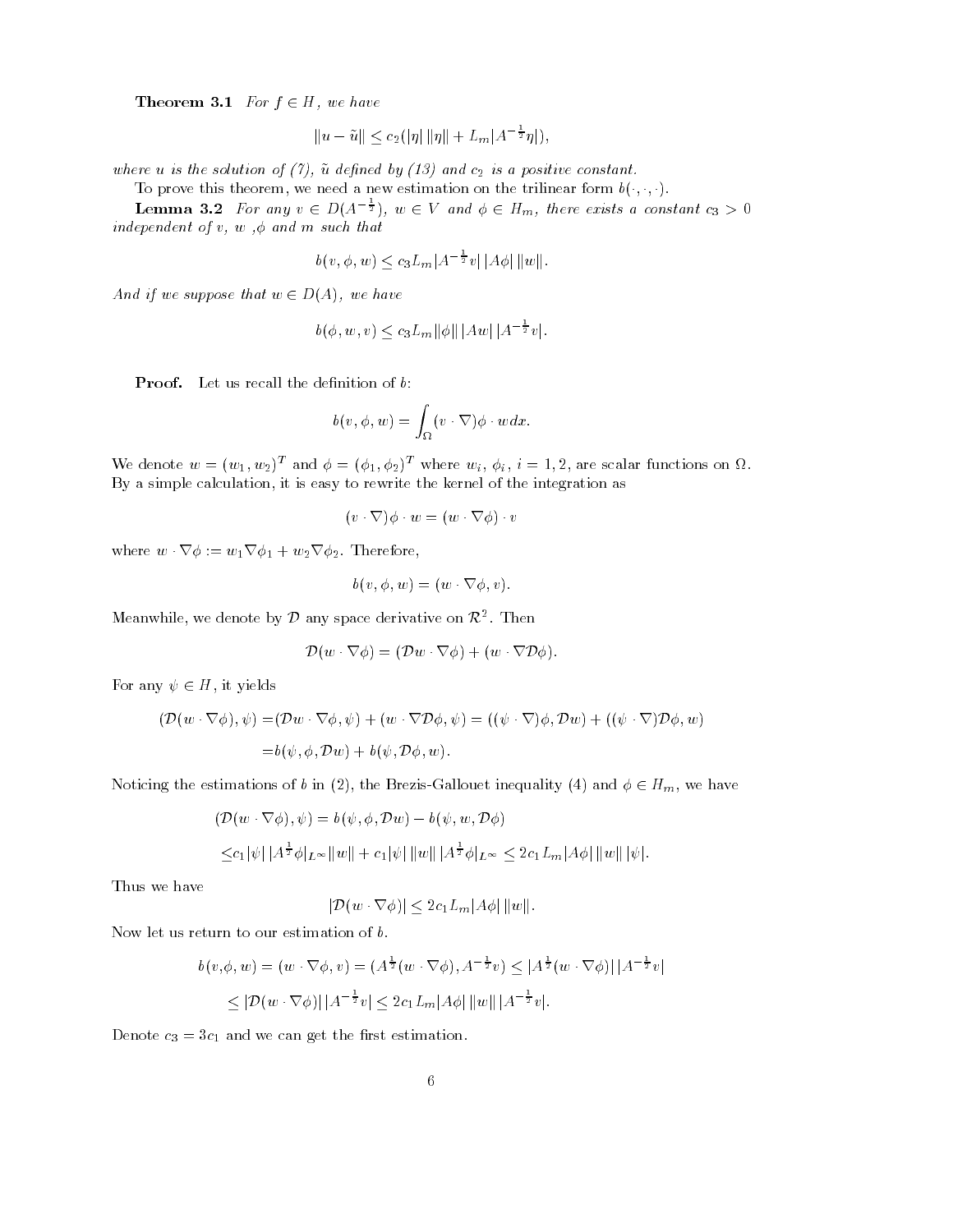**Theorem 3.1** *For $f \in H$, we have*

$$\|u - \tilde{u}\| \leq c_2(|\eta| \, \|\eta\| + L_m |A^{-\frac{1}{2}}\eta|),$$

*where $u$ is the solution of (7), $\tilde{u}$ defined by (13) and $c_2$ is a positive constant.*

To prove this theorem, we need a new estimation on the trilinear form $b(\cdot, \cdot, \cdot)$.

**Lemma 3.2** *For any $v \in D(A^{-\frac{1}{2}})$, $w \in V$ and $\phi \in H_m$, there exists a constant $c_3 > 0$ independent of $v$, $w$ ,$\phi$ and $m$ such that*

$$b(v, \phi, w) \leq c_3 L_m |A^{-\frac{1}{2}} v| \, |A\phi| \, \|w\|.$$

*And if we suppose that $w \in D(A)$, we have*

$$b(\phi, w, v) \leq c_3 L_m \|\phi\| \, |Aw| \, |A^{-\frac{1}{2}} v|.$$

**Proof.** Let us recall the definition of $b$:

$$b(v, \phi, w) = \int_\Omega (v \cdot \nabla)\phi \cdot w dx.$$

We denote $w = (w_1, w_2)^T$ and $\phi = (\phi_1, \phi_2)^T$ where $w_i$, $\phi_i$, $i = 1, 2$, are scalar functions on $\Omega$. By a simple calculation, it is easy to rewrite the kernel of the integration as

$$(v \cdot \nabla)\phi \cdot w = (w \cdot \nabla\phi) \cdot v$$

where $w \cdot \nabla\phi := w_1 \nabla\phi_1 + w_2 \nabla\phi_2$. Therefore,

$$b(v, \phi, w) = (w \cdot \nabla\phi, v).$$

Meanwhile, we denote by $\mathcal{D}$ any space derivative on $\mathcal{R}^2$. Then

$$\mathcal{D}(w \cdot \nabla\phi) = (\mathcal{D}w \cdot \nabla\phi) + (w \cdot \nabla\mathcal{D}\phi).$$

For any $\psi \in H$, it yields

$$\begin{aligned}(\mathcal{D}(w \cdot \nabla\phi), \psi) =& (\mathcal{D}w \cdot \nabla\phi, \psi) + (w \cdot \nabla\mathcal{D}\phi, \psi) = ((\psi \cdot \nabla)\phi, \mathcal{D}w) + ((\psi \cdot \nabla)\mathcal{D}\phi, w) \\ =& b(\psi, \phi, \mathcal{D}w) + b(\psi, \mathcal{D}\phi, w).\end{aligned}$$

Noticing the estimations of $b$ in (2), the Brezis-Gallouet inequality (4) and $\phi \in H_m$, we have

$$\begin{aligned}&(\mathcal{D}(w \cdot \nabla\phi), \psi) = b(\psi, \phi, \mathcal{D}w) - b(\psi, w, \mathcal{D}\phi) \\ \leq& c_1 |\psi| \, |A^{\frac{1}{2}}\phi|_{L^\infty} \|w\| + c_1 |\psi| \, \|w\| \, |A^{\frac{1}{2}}\phi|_{L^\infty} \leq 2c_1 L_m |A\phi| \, \|w\| \, |\psi|.\end{aligned}$$

Thus we have

$$|\mathcal{D}(w \cdot \nabla\phi)| \leq 2c_1 L_m |A\phi| \, \|w\|.$$

Now let us return to our estimation of $b$.

$$\begin{aligned}b(v,\phi, w) =& (w \cdot \nabla\phi, v) = (A^{\frac{1}{2}}(w \cdot \nabla\phi), A^{-\frac{1}{2}}v) \leq |A^{\frac{1}{2}}(w \cdot \nabla\phi)| \, |A^{-\frac{1}{2}}v| \\ \leq& |\mathcal{D}(w \cdot \nabla\phi)| \, |A^{-\frac{1}{2}}v| \leq 2c_1 L_m |A\phi| \, \|w\| \, |A^{-\frac{1}{2}}v|.\end{aligned}$$

Denote $c_3 = 3c_1$ and we can get the first estimation.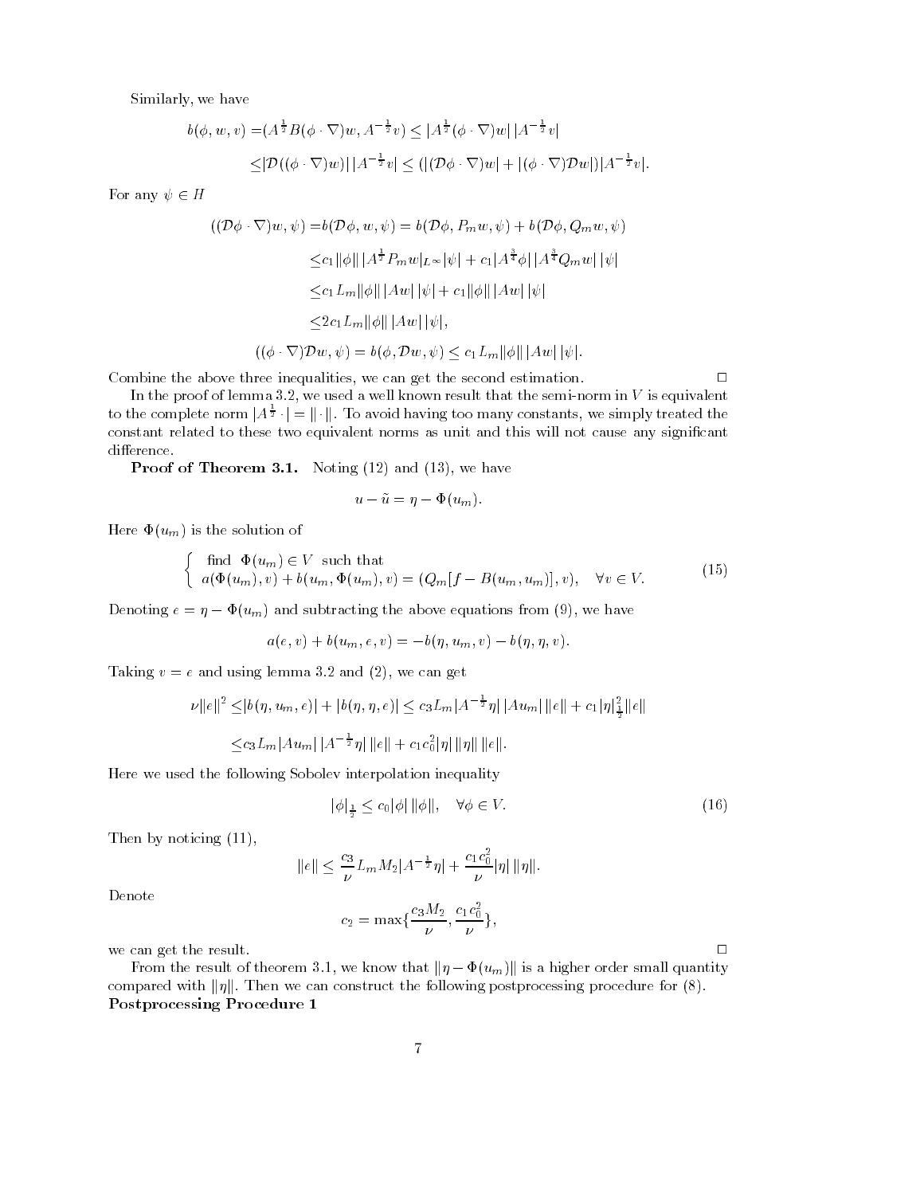Similarly, we have

$$
\begin{aligned}
b(\phi, w, v) =& (A^{\frac{1}{2}} B(\phi \cdot \nabla) w, A^{-\frac{1}{2}} v) \leq |A^{\frac{1}{2}} (\phi \cdot \nabla) w| \, |A^{-\frac{1}{2}} v| \\
\leq & |\mathcal{D}((\phi \cdot \nabla) w)| \, |A^{-\frac{1}{2}} v| \leq (|(\mathcal{D}\phi \cdot \nabla) w| + |(\phi \cdot \nabla)\mathcal{D} w|) |A^{-\frac{1}{2}} v|.
\end{aligned}
$$

For any $\psi \in H$

$$
\begin{aligned}
((\mathcal{D}\phi \cdot \nabla) w, \psi) =& b(\mathcal{D}\phi, w, \psi) = b(\mathcal{D}\phi, P_m w, \psi) + b(\mathcal{D}\phi, Q_m w, \psi) \\
\leq & c_1 \|\phi\| \, |A^{\frac{1}{2}} P_m w|_{L^\infty} |\psi| + c_1 |A^{\frac{3}{4}} \phi| \, |A^{\frac{3}{4}} Q_m w| \, |\psi| \\
\leq & c_1 L_m \|\phi\| \, |Aw| \, |\psi| + c_1 \|\phi\| \, |Aw| \, |\psi| \\
\leq & 2 c_1 L_m \|\phi\| \, |Aw| \, |\psi|, \\
((\phi \cdot \nabla)\mathcal{D} w, \psi) =& b(\phi, \mathcal{D} w, \psi) \leq c_1 L_m \|\phi\| \, |Aw| \, |\psi|.
\end{aligned}
$$

Combine the above three inequalities, we can get the second estimation. $\square$

In the proof of lemma 3.2, we used a well known result that the semi-norm in $V$ is equivalent to the complete norm $|A^{\frac{1}{2}} \cdot| = \|\cdot\|$. To avoid having too many constants, we simply treated the constant related to these two equivalent norms as unit and this will not cause any significant difference.

**Proof of Theorem 3.1.** Noting (12) and (13), we have

$$
u - \tilde{u} = \eta - \Phi(u_m).
$$

Here $\Phi(u_m)$ is the solution of

$$
\begin{cases}
\text{find } \Phi(u_m) \in V \text{ such that} \\
a(\Phi(u_m), v) + b(u_m, \Phi(u_m), v) = (Q_m[f - B(u_m, u_m)], v), \quad \forall v \in V.
\end{cases} \tag{15}
$$

Denoting $e = \eta - \Phi(u_m)$ and subtracting the above equations from (9), we have

$$
a(e, v) + b(u_m, e, v) = -b(\eta, u_m, v) - b(\eta, \eta, v).
$$

Taking $v = e$ and using lemma 3.2 and (2), we can get

$$
\begin{aligned}
\nu \|e\|^2 \leq & |b(\eta, u_m, e)| + |b(\eta, \eta, e)| \leq c_3 L_m |A^{-\frac{1}{2}} \eta| \, |Au_m| \, \|e\| + c_1 |\eta|_{\frac{1}{2}}^2 \|e\| \\
\leq & c_3 L_m |Au_m| \, |A^{-\frac{1}{2}} \eta| \, \|e\| + c_1 c_0^2 |\eta| \, \|\eta\| \, \|e\|.
\end{aligned}
$$

Here we used the following Sobolev interpolation inequality

$$
|\phi|_{\frac{1}{2}} \leq c_0 |\phi| \, \|\phi\|, \quad \forall \phi \in V. \tag{16}
$$

Then by noticing (11),

$$
\|e\| \leq \frac{c_3}{\nu} L_m M_2 |A^{-\frac{1}{2}} \eta| + \frac{c_1 c_0^2}{\nu} |\eta| \, \|\eta\|.
$$

Denote

$$
c_2 = \max\{\frac{c_3 M_2}{\nu}, \frac{c_1 c_0^2}{\nu}\},
$$

we can get the result. $\square$

From the result of theorem 3.1, we know that $\|\eta - \Phi(u_m)\|$ is a higher order small quantity compared with $\|\eta\|$. Then we can construct the following postprocessing procedure for (8).

**Postprocessing Procedure 1**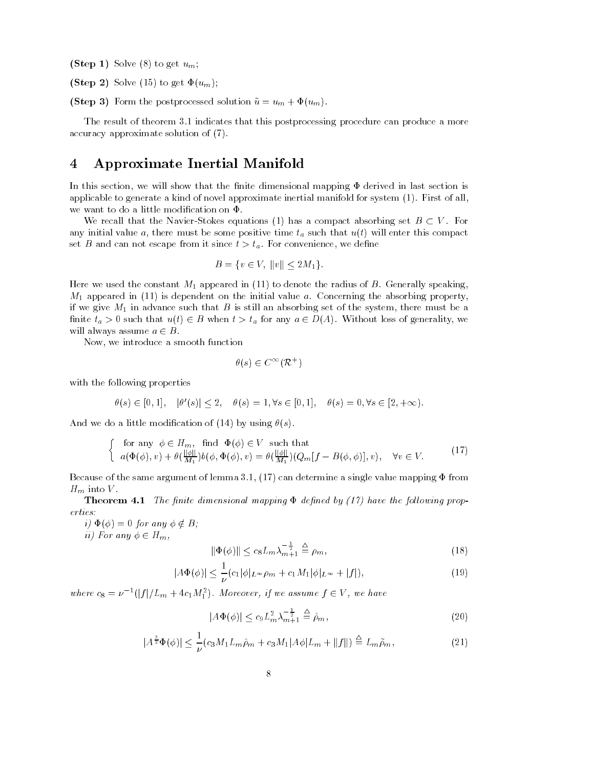**(Step 1)** Solve (8) to get $u_m$;

**(Step 2)** Solve (15) to get $\Phi(u_m)$;

**(Step 3)** Form the postprocessed solution $\tilde{u} = u_m + \Phi(u_m)$.

The result of theorem 3.1 indicates that this postprocessing procedure can produce a more accuracy approximate solution of (7).

# 4 Approximate Inertial Manifold

In this section, we will show that the finite dimensional mapping $\Phi$ derived in last section is applicable to generate a kind of novel approximate inertial manifold for system (1). First of all, we want to do a little modification on $\Phi$.

We recall that the Navier-Stokes equations (1) has a compact absorbing set $B \subset V$. For any initial value $a$, there must be some positive time $t_a$ such that $u(t)$ will enter this compact set $B$ and can not escape from it since $t > t_a$. For convenience, we define

$$B = \{v \in V, \ \|v\| \leq 2M_1\}.$$

Here we used the constant $M_1$ appeared in (11) to denote the radius of $B$. Generally speaking, $M_1$ appeared in (11) is dependent on the initial value $a$. Concerning the absorbing property, if we give $M_1$ in advance such that $B$ is still an absorbing set of the system, there must be a finite $t_a > 0$ such that $u(t) \in B$ when $t > t_a$ for any $a \in D(A)$. Without loss of generality, we will always assume $a \in B$.

Now, we introduce a smooth function

$$\theta(s) \in C^\infty(\mathcal{R}^+)$$

with the following properties

$$\theta(s) \in [0,1], \quad |\theta'(s)| \leq 2, \quad \theta(s) = 1, \forall s \in [0,1], \quad \theta(s) = 0, \forall s \in [2, +\infty).$$

And we do a little modification of (14) by using $\theta(s)$.

$$\left\{ \begin{array}{l} \text{for any } \ \phi \in H_m, \ \text{ find } \ \Phi(\phi) \in V \ \text{ such that} \\ a(\Phi(\phi), v) + \theta(\frac{\|\phi\|}{M_1}) b(\phi, \Phi(\phi), v) = \theta(\frac{\|\phi\|}{M_1})(Q_m[f - B(\phi, \phi)], v), \quad \forall v \in V. \end{array} \right. \tag{17}$$

Because of the same argument of lemma 3.1, (17) can determine a single value mapping $\Phi$ from $H_m$ into $V$.

**Theorem 4.1** *The finite dimensional mapping $\Phi$ defined by (17) have the following properties:*

*i) $\Phi(\phi) = 0$ for any $\phi \notin B$;*

*ii) For any $\phi \in H_m$,*

$$\|\Phi(\phi)\| \leq c_8 L_m \lambda_{m+1}^{-\frac{1}{2}} \triangleq \rho_m, \tag{18}$$

$$|A\Phi(\phi)| \leq \frac{1}{\nu}(c_1 |\phi|_{L^\infty} \rho_m + c_1 M_1 |\phi|_{L^\infty} + |f|), \tag{19}$$

*where $c_8 = \nu^{-1}(|f|/L_m + 4c_1 M_1^2)$. Moreover, if we assume $f \in V$, we have*

$$|A\Phi(\phi)| \leq c_9 L_m^2 \lambda_{m+1}^{-\frac{1}{2}} \triangleq \hat{\rho}_m, \tag{20}$$

$$|A^{\frac{3}{2}}\Phi(\phi)| \leq \frac{1}{\nu}(c_3 M_1 L_m \hat{\rho}_m + c_3 M_1 |A\phi| L_m + \|f\|) \triangleq L_m \tilde{\rho}_m, \tag{21}$$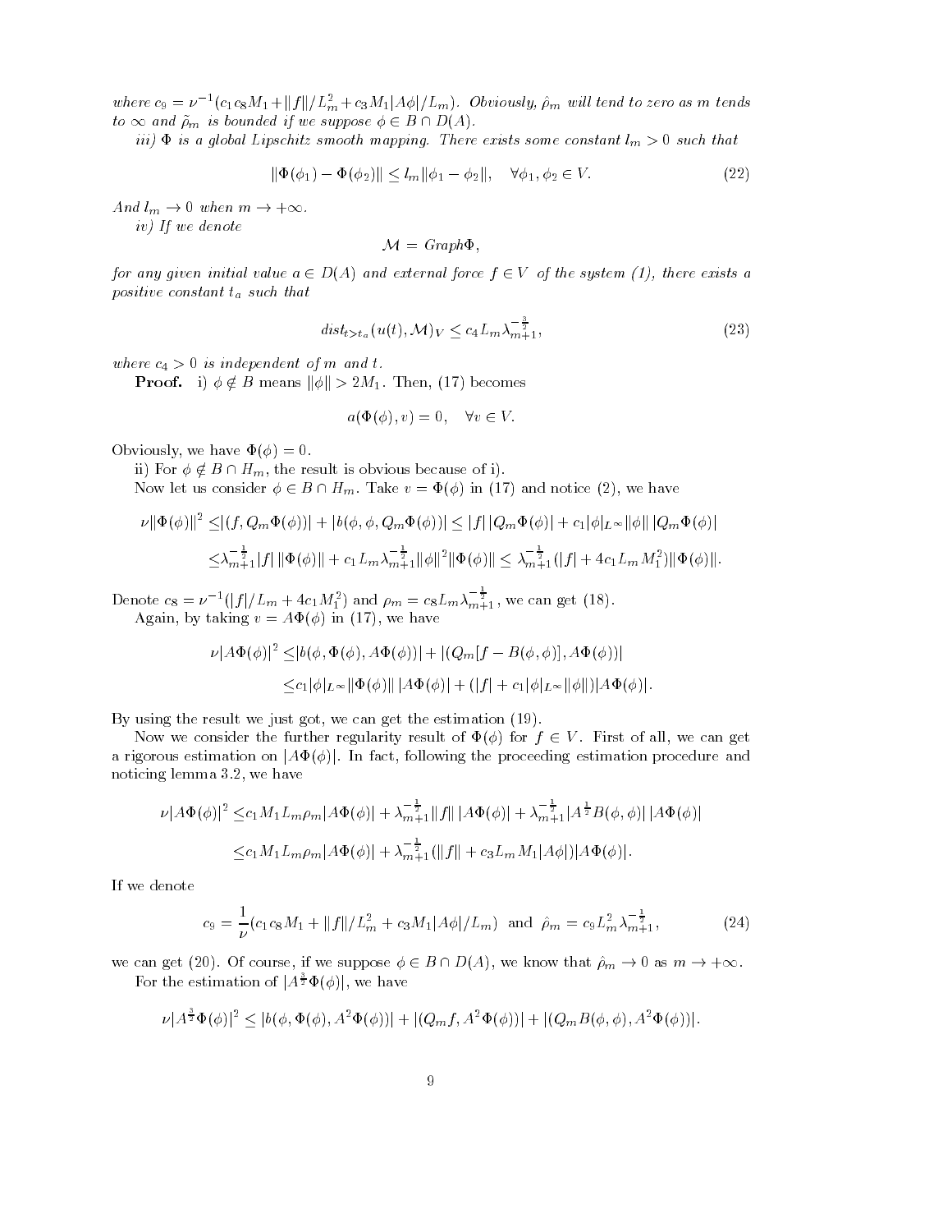*where $c_9 = \nu^{-1}(c_1 c_8 M_1 + \|f\|/L_m^2 + c_3 M_1 |A\phi|/L_m)$. Obviously, $\hat{\rho}_m$ will tend to zero as $m$ tends to $\infty$ and $\tilde{\rho}_m$ is bounded if we suppose $\phi \in B \cap D(A)$.*

*iii) $\Phi$ is a global Lipschitz smooth mapping. There exists some constant $l_m > 0$ such that*

$$\|\Phi(\phi_1) - \Phi(\phi_2)\| \leq l_m \|\phi_1 - \phi_2\|, \quad \forall \phi_1, \phi_2 \in V. \tag{22}$$

*And $l_m \to 0$ when $m \to +\infty$.*

*iv) If we denote*

$$\mathcal{M} = Graph\Phi,$$

*for any given initial value $a \in D(A)$ and external force $f \in V$ of the system (1), there exists a positive constant $t_a$ such that*

$$dist_{t > t_a}(u(t), \mathcal{M})_V \leq c_4 L_m \lambda_{m+1}^{-\frac{3}{2}}, \tag{23}$$

*where $c_4 > 0$ is independent of $m$ and $t$.*

**Proof.** i) $\phi \notin B$ means $\|\phi\| > 2M_1$. Then, (17) becomes

$$a(\Phi(\phi), v) = 0, \quad \forall v \in V.$$

Obviously, we have $\Phi(\phi) = 0$.

ii) For $\phi \notin B \cap H_m$, the result is obvious because of i).

Now let us consider $\phi \in B \cap H_m$. Take $v = \Phi(\phi)$ in (17) and notice (2), we have

$$\begin{aligned}
\nu \|\Phi(\phi)\|^2 \leq & |(f, Q_m \Phi(\phi))| + |b(\phi, \phi, Q_m \Phi(\phi))| \leq |f|\,|Q_m \Phi(\phi)| + c_1 |\phi|_{L^\infty} \|\phi\|\,|Q_m \Phi(\phi)| \\
\leq & \lambda_{m+1}^{-\frac{1}{2}} |f|\,\|\Phi(\phi)\| + c_1 L_m \lambda_{m+1}^{-\frac{1}{2}} \|\phi\|^2 \|\Phi(\phi)\| \leq \lambda_{m+1}^{-\frac{1}{2}} (|f| + 4 c_1 L_m M_1^2) \|\Phi(\phi)\|.
\end{aligned}$$

Denote $c_8 = \nu^{-1}(|f|/L_m + 4c_1 M_1^2)$ and $\rho_m = c_8 L_m \lambda_{m+1}^{-\frac{1}{2}}$, we can get (18).

Again, by taking $v = A\Phi(\phi)$ in (17), we have

$$\begin{aligned}
\nu |A\Phi(\phi)|^2 \leq & |b(\phi, \Phi(\phi), A\Phi(\phi))| + |(Q_m[f - B(\phi, \phi)], A\Phi(\phi))| \\
\leq & c_1 |\phi|_{L^\infty} \|\Phi(\phi)\|\,|A\Phi(\phi)| + (|f| + c_1 |\phi|_{L^\infty} \|\phi\|)|A\Phi(\phi)|.
\end{aligned}$$

By using the result we just got, we can get the estimation (19).

Now we consider the further regularity result of $\Phi(\phi)$ for $f \in V$. First of all, we can get a rigorous estimation on $|A\Phi(\phi)|$. In fact, following the proceeding estimation procedure and noticing lemma 3.2, we have

$$\begin{aligned}
\nu |A\Phi(\phi)|^2 \leq & c_1 M_1 L_m \rho_m |A\Phi(\phi)| + \lambda_{m+1}^{-\frac{1}{2}} \|f\|\,|A\Phi(\phi)| + \lambda_{m+1}^{-\frac{1}{2}} |A^{\frac{1}{2}} B(\phi, \phi)|\,|A\Phi(\phi)| \\
\leq & c_1 M_1 L_m \rho_m |A\Phi(\phi)| + \lambda_{m+1}^{-\frac{1}{2}} (\|f\| + c_3 L_m M_1 |A\phi|)|A\Phi(\phi)|.
\end{aligned}$$

If we denote

$$c_9 = \frac{1}{\nu}(c_1 c_8 M_1 + \|f\|/L_m^2 + c_3 M_1 |A\phi|/L_m) \text{ and } \hat{\rho}_m = c_9 L_m^2 \lambda_{m+1}^{-\frac{1}{2}}, \tag{24}$$

we can get (20). Of course, if we suppose $\phi \in B \cap D(A)$, we know that $\hat{\rho}_m \to 0$ as $m \to +\infty$.

For the estimation of $|A^{\frac{3}{2}}\Phi(\phi)|$, we have

$$\nu |A^{\frac{3}{2}}\Phi(\phi)|^2 \leq |b(\phi, \Phi(\phi), A^2\Phi(\phi))| + |(Q_m f, A^2\Phi(\phi))| + |(Q_m B(\phi, \phi), A^2\Phi(\phi))|.$$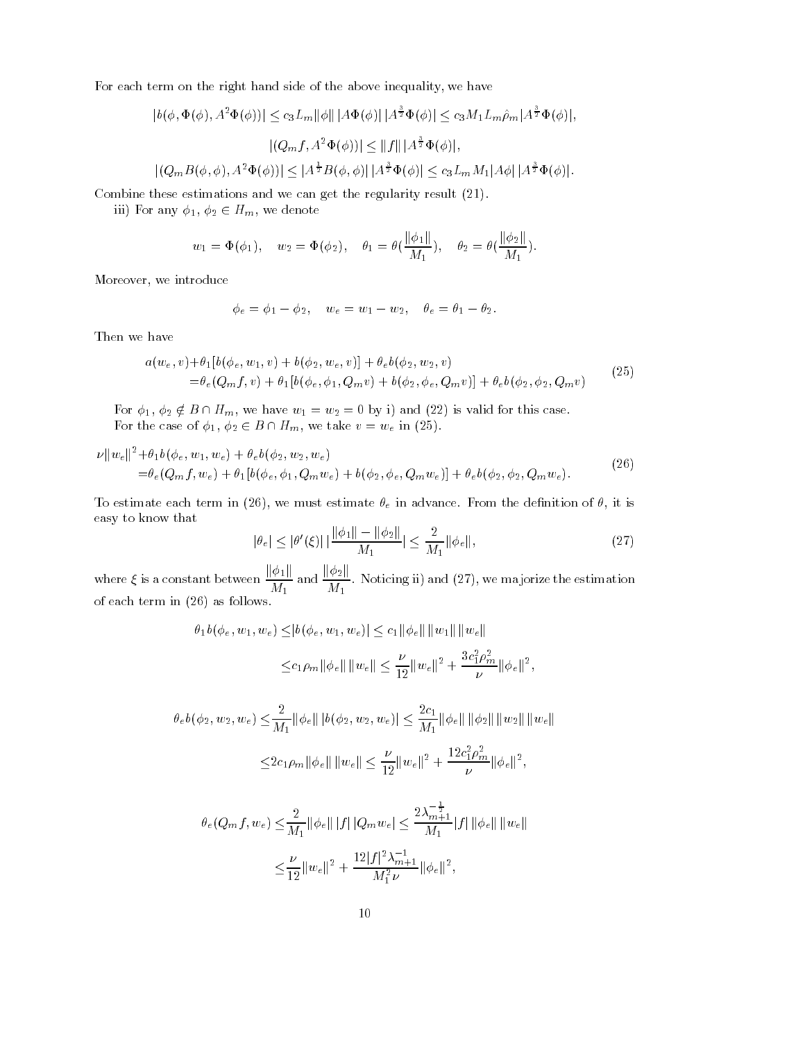For each term on the right hand side of the above inequality, we have

$$|b(\phi, \Phi(\phi), A^2\Phi(\phi))| \leq c_3 L_m \|\phi\| \, |A\Phi(\phi)| \, |A^{\frac{3}{2}}\Phi(\phi)| \leq c_3 M_1 L_m \hat{\rho}_m |A^{\frac{3}{2}}\Phi(\phi)|,$$

$$|(Q_m f, A^2\Phi(\phi))| \leq \|f\| \, |A^{\frac{3}{2}}\Phi(\phi)|,$$

$$|(Q_m B(\phi,\phi), A^2\Phi(\phi))| \leq |A^{\frac{1}{2}}B(\phi,\phi)| \, |A^{\frac{3}{2}}\Phi(\phi)| \leq c_3 L_m M_1 |A\phi| \, |A^{\frac{3}{2}}\Phi(\phi)|.$$

Combine these estimations and we can get the regularity result (21).

iii) For any $\phi_1, \phi_2 \in H_m$, we denote

$$w_1 = \Phi(\phi_1), \quad w_2 = \Phi(\phi_2), \quad \theta_1 = \theta(\frac{\|\phi_1\|}{M_1}), \quad \theta_2 = \theta(\frac{\|\phi_2\|}{M_1}).$$

Moreover, we introduce

$$\phi_e = \phi_1 - \phi_2, \quad w_e = w_1 - w_2, \quad \theta_e = \theta_1 - \theta_2.$$

Then we have

$$\begin{aligned} a(w_e, v) &+ \theta_1[b(\phi_e, w_1, v) + b(\phi_2, w_e, v)] + \theta_e b(\phi_2, w_2, v) \\ &= \theta_e(Q_m f, v) + \theta_1[b(\phi_e, \phi_1, Q_m v) + b(\phi_2, \phi_e, Q_m v)] + \theta_e b(\phi_2, \phi_2, Q_m v) \end{aligned} \tag{25}$$

For $\phi_1, \phi_2 \notin B \cap H_m$, we have $w_1 = w_2 = 0$ by i) and (22) is valid for this case.

For the case of $\phi_1, \phi_2 \in B \cap H_m$, we take $v = w_e$ in (25).

$$\begin{aligned} \nu\|w_e\|^2 &+ \theta_1 b(\phi_e, w_1, w_e) + \theta_e b(\phi_2, w_2, w_e) \\ &= \theta_e(Q_m f, w_e) + \theta_1[b(\phi_e, \phi_1, Q_m w_e) + b(\phi_2, \phi_e, Q_m w_e)] + \theta_e b(\phi_2, \phi_2, Q_m w_e). \end{aligned} \tag{26}$$

To estimate each term in (26), we must estimate $\theta_e$ in advance. From the definition of $\theta$, it is easy to know that

$$|\theta_e| \leq |\theta'(\xi)| \, |\frac{\|\phi_1\| - \|\phi_2\|}{M_1}| \leq \frac{2}{M_1}\|\phi_e\|, \tag{27}$$

where $\xi$ is a constant between $\dfrac{\|\phi_1\|}{M_1}$ and $\dfrac{\|\phi_2\|}{M_1}$. Noticing ii) and (27), we majorize the estimation of each term in (26) as follows.

$$\begin{aligned} \theta_1 b(\phi_e, w_1, w_e) \leq& |b(\phi_e, w_1, w_e)| \leq c_1\|\phi_e\| \, \|w_1\| \, \|w_e\| \\ \leq& c_1\rho_m\|\phi_e\| \, \|w_e\| \leq \frac{\nu}{12}\|w_e\|^2 + \frac{3c_1^2\rho_m^2}{\nu}\|\phi_e\|^2, \end{aligned}$$

$$\begin{aligned} \theta_e b(\phi_2, w_2, w_e) \leq& \frac{2}{M_1}\|\phi_e\| \, |b(\phi_2, w_2, w_e)| \leq \frac{2c_1}{M_1}\|\phi_e\| \, \|\phi_2\| \, \|w_2\| \, \|w_e\| \\ \leq& 2c_1\rho_m\|\phi_e\| \, \|w_e\| \leq \frac{\nu}{12}\|w_e\|^2 + \frac{12c_1^2\rho_m^2}{\nu}\|\phi_e\|^2, \end{aligned}$$

$$\begin{aligned} \theta_e(Q_m f, w_e) \leq& \frac{2}{M_1}\|\phi_e\| \, |f| \, |Q_m w_e| \leq \frac{2\lambda_{m+1}^{-\frac{1}{2}}}{M_1}|f| \, \|\phi_e\| \, \|w_e\| \\ \leq& \frac{\nu}{12}\|w_e\|^2 + \frac{12|f|^2\lambda_{m+1}^{-1}}{M_1^2\nu}\|\phi_e\|^2, \end{aligned}$$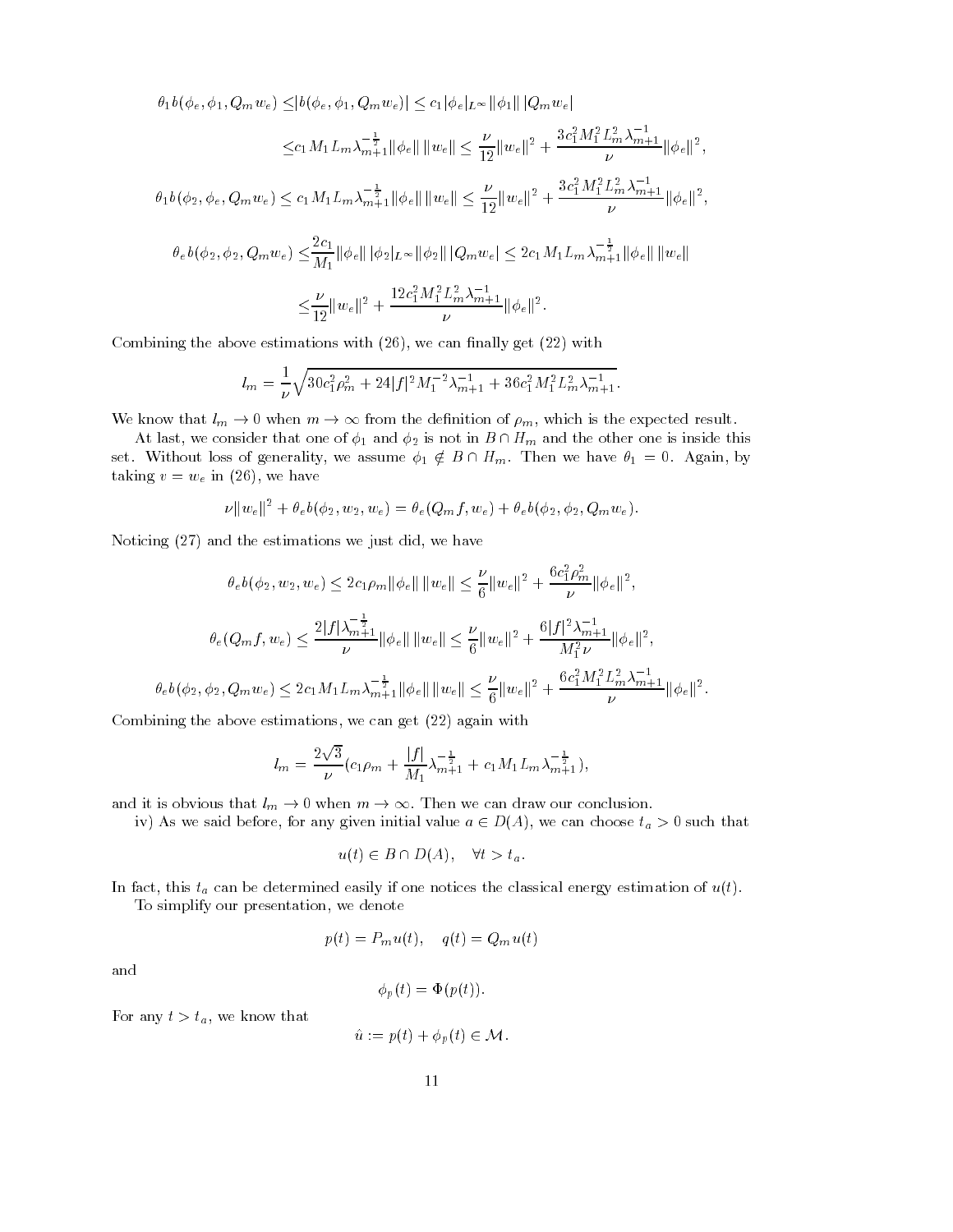$$\theta_1 b(\phi_e, \phi_1, Q_m w_e) \leq |b(\phi_e, \phi_1, Q_m w_e)| \leq c_1 |\phi_e|_{L^\infty} \|\phi_1\| \, |Q_m w_e|$$

$$\leq c_1 M_1 L_m \lambda_{m+1}^{-\frac{1}{2}} \|\phi_e\| \, \|w_e\| \leq \frac{\nu}{12}\|w_e\|^2 + \frac{3c_1^2 M_1^2 L_m^2 \lambda_{m+1}^{-1}}{\nu}\|\phi_e\|^2,$$

$$\theta_1 b(\phi_2, \phi_e, Q_m w_e) \leq c_1 M_1 L_m \lambda_{m+1}^{-\frac{1}{2}} \|\phi_e\| \, \|w_e\| \leq \frac{\nu}{12}\|w_e\|^2 + \frac{3c_1^2 M_1^2 L_m^2 \lambda_{m+1}^{-1}}{\nu}\|\phi_e\|^2,$$

$$\theta_e b(\phi_2, \phi_2, Q_m w_e) \leq \frac{2c_1}{M_1}\|\phi_e\| \, |\phi_2|_{L^\infty} \|\phi_2\| \, |Q_m w_e| \leq 2c_1 M_1 L_m \lambda_{m+1}^{-\frac{1}{2}} \|\phi_e\| \, \|w_e\|$$

$$\leq \frac{\nu}{12}\|w_e\|^2 + \frac{12 c_1^2 M_1^2 L_m^2 \lambda_{m+1}^{-1}}{\nu}\|\phi_e\|^2.$$

Combining the above estimations with (26), we can finally get (22) with

$$l_m = \frac{1}{\nu}\sqrt{30 c_1^2 \rho_m^2 + 24|f|^2 M_1^{-2} \lambda_{m+1}^{-1} + 36 c_1^2 M_1^2 L_m^2 \lambda_{m+1}^{-1}}.$$

We know that $l_m \to 0$ when $m \to \infty$ from the definition of $\rho_m$, which is the expected result.

At last, we consider that one of $\phi_1$ and $\phi_2$ is not in $B \cap H_m$ and the other one is inside this set. Without loss of generality, we assume $\phi_1 \notin B \cap H_m$. Then we have $\theta_1 = 0$. Again, by taking $v = w_e$ in (26), we have

$$\nu \|w_e\|^2 + \theta_e b(\phi_2, w_2, w_e) = \theta_e (Q_m f, w_e) + \theta_e b(\phi_2, \phi_2, Q_m w_e).$$

Noticing (27) and the estimations we just did, we have

$$\theta_e b(\phi_2, w_2, w_e) \leq 2c_1 \rho_m \|\phi_e\| \, \|w_e\| \leq \frac{\nu}{6}\|w_e\|^2 + \frac{6c_1^2 \rho_m^2}{\nu}\|\phi_e\|^2,$$

$$\theta_e (Q_m f, w_e) \leq \frac{2|f|\lambda_{m+1}^{-\frac{1}{2}}}{\nu}\|\phi_e\| \, \|w_e\| \leq \frac{\nu}{6}\|w_e\|^2 + \frac{6|f|^2 \lambda_{m+1}^{-1}}{M_1^2 \nu}\|\phi_e\|^2,$$

$$\theta_e b(\phi_2, \phi_2, Q_m w_e) \leq 2c_1 M_1 L_m \lambda_{m+1}^{-\frac{1}{2}} \|\phi_e\| \, \|w_e\| \leq \frac{\nu}{6}\|w_e\|^2 + \frac{6c_1^2 M_1^2 L_m^2 \lambda_{m+1}^{-1}}{\nu}\|\phi_e\|^2.$$

Combining the above estimations, we can get (22) again with

$$l_m = \frac{2\sqrt{3}}{\nu}\left(c_1 \rho_m + \frac{|f|}{M_1}\lambda_{m+1}^{-\frac{1}{2}} + c_1 M_1 L_m \lambda_{m+1}^{-\frac{1}{2}}\right),$$

and it is obvious that $l_m \to 0$ when $m \to \infty$. Then we can draw our conclusion.

iv) As we said before, for any given initial value $a \in D(A)$, we can choose $t_a > 0$ such that

$$u(t) \in B \cap D(A), \quad \forall t > t_a.$$

In fact, this $t_a$ can be determined easily if one notices the classical energy estimation of $u(t)$.

To simplify our presentation, we denote

$$p(t) = P_m u(t), \quad q(t) = Q_m u(t)$$

and

$$\phi_p(t) = \Phi(p(t)).$$

For any $t > t_a$, we know that

$$\hat{u} := p(t) + \phi_p(t) \in \mathcal{M}.$$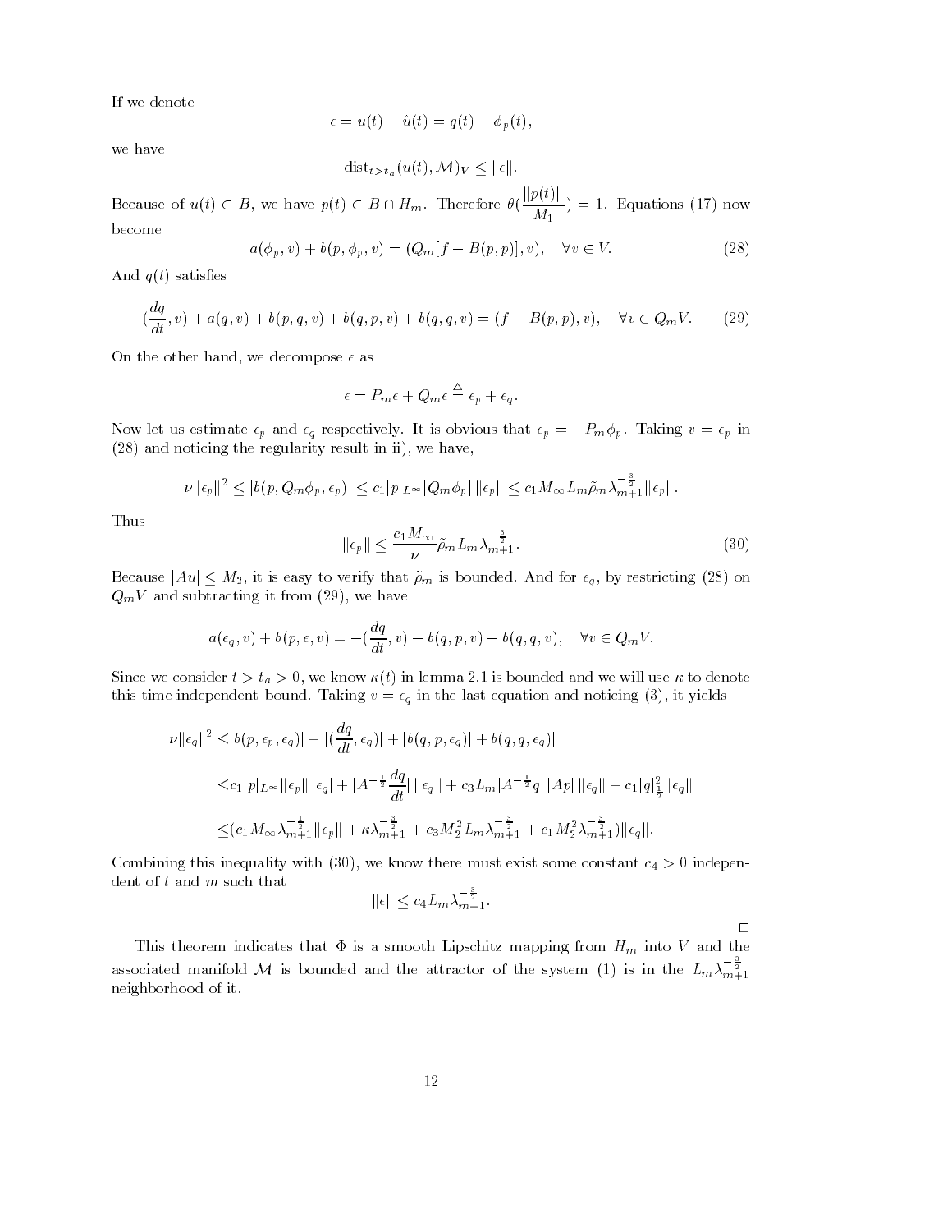If we denote

$$\epsilon = u(t) - \hat{u}(t) = q(t) - \phi_p(t),$$

we have

$$\text{dist}_{t>t_a}(u(t), \mathcal{M})_V \leq \|\epsilon\|.$$

Because of $u(t) \in B$, we have $p(t) \in B \cap H_m$. Therefore $\theta(\frac{\|p(t)\|}{M_1}) = 1$. Equations (17) now become

$$a(\phi_p, v) + b(p, \phi_p, v) = (Q_m[f - B(p,p)], v), \quad \forall v \in V. \tag{28}$$

And $q(t)$ satisfies

$$(\frac{dq}{dt}, v) + a(q, v) + b(p, q, v) + b(q, p, v) + b(q, q, v) = (f - B(p,p), v), \quad \forall v \in Q_m V. \tag{29}$$

On the other hand, we decompose $\epsilon$ as

$$\epsilon = P_m \epsilon + Q_m \epsilon \overset{\triangle}{=} \epsilon_p + \epsilon_q.$$

Now let us estimate $\epsilon_p$ and $\epsilon_q$ respectively. It is obvious that $\epsilon_p = -P_m \phi_p$. Taking $v = \epsilon_p$ in (28) and noticing the regularity result in ii), we have,

$$\nu \|\epsilon_p\|^2 \leq |b(p, Q_m \phi_p, \epsilon_p)| \leq c_1 |p|_{L^\infty} |Q_m \phi_p| \, \|\epsilon_p\| \leq c_1 M_\infty L_m \tilde{\rho}_m \lambda_{m+1}^{-\frac{3}{2}} \|\epsilon_p\|.$$

Thus

$$\|\epsilon_p\| \leq \frac{c_1 M_\infty}{\nu} \tilde{\rho}_m L_m \lambda_{m+1}^{-\frac{3}{2}}. \tag{30}$$

Because $|Au| \leq M_2$, it is easy to verify that $\tilde{\rho}_m$ is bounded. And for $\epsilon_q$, by restricting (28) on $Q_m V$ and subtracting it from (29), we have

$$a(\epsilon_q, v) + b(p, \epsilon, v) = -(\frac{dq}{dt}, v) - b(q, p, v) - b(q, q, v), \quad \forall v \in Q_m V.$$

Since we consider $t > t_a > 0$, we know $\kappa(t)$ in lemma 2.1 is bounded and we will use $\kappa$ to denote this time independent bound. Taking $v = \epsilon_q$ in the last equation and noticing (3), it yields

$$\begin{aligned}
\nu \|\epsilon_q\|^2 \leq & |b(p, \epsilon_p, \epsilon_q)| + |(\frac{dq}{dt}, \epsilon_q)| + |b(q, p, \epsilon_q)| + b(q, q, \epsilon_q)| \\
\leq & c_1 |p|_{L^\infty} \|\epsilon_p\| \, |\epsilon_q| + |A^{-\frac{1}{2}} \frac{dq}{dt}| \, \|\epsilon_q\| + c_3 L_m |A^{-\frac{1}{2}} q| \, |Ap| \, \|\epsilon_q\| + c_1 |q|_{\frac{1}{2}}^2 \|\epsilon_q\| \\
\leq & (c_1 M_\infty \lambda_{m+1}^{-\frac{1}{2}} \|\epsilon_p\| + \kappa \lambda_{m+1}^{-\frac{3}{2}} + c_3 M_2^2 L_m \lambda_{m+1}^{-\frac{3}{2}} + c_1 M_2^2 \lambda_{m+1}^{-\frac{3}{2}}) \|\epsilon_q\|.
\end{aligned}$$

Combining this inequality with (30), we know there must exist some constant $c_4 > 0$ independent of $t$ and $m$ such that

$$\|\epsilon\| \leq c_4 L_m \lambda_{m+1}^{-\frac{3}{2}}.$$

□

This theorem indicates that $\Phi$ is a smooth Lipschitz mapping from $H_m$ into $V$ and the associated manifold $\mathcal{M}$ is bounded and the attractor of the system (1) is in the $L_m \lambda_{m+1}^{-\frac{3}{2}}$ neighborhood of it.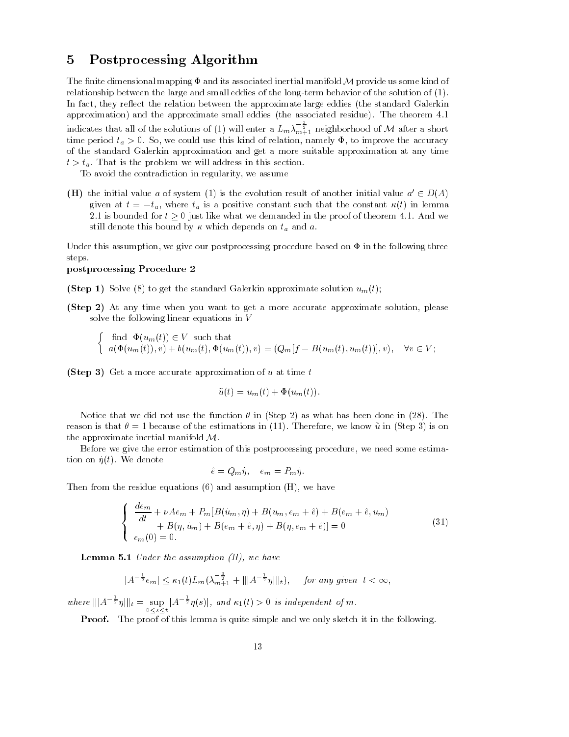# 5 Postprocessing Algorithm

The finite dimensional mapping $\Phi$ and its associated inertial manifold $\mathcal{M}$ provide us some kind of relationship between the large and small eddies of the long-term behavior of the solution of (1). In fact, they reflect the relation between the approximate large eddies (the standard Galerkin approximation) and the approximate small eddies (the associated residue). The theorem 4.1 indicates that all of the solutions of (1) will enter a $L_m \lambda_{m+1}^{-\frac{3}{2}}$ neighborhood of $\mathcal{M}$ after a short time period $t_a > 0$. So, we could use this kind of relation, namely $\Phi$, to improve the accuracy of the standard Galerkin approximation and get a more suitable approximation at any time $t > t_a$. That is the problem we will address in this section.

To avoid the contradiction in regularity, we assume

**(H)** the initial value $a$ of system (1) is the evolution result of another initial value $a' \in D(A)$ given at $t = -t_a$, where $t_a$ is a positive constant such that the constant $\kappa(t)$ in lemma 2.1 is bounded for $t \geq 0$ just like what we demanded in the proof of theorem 4.1. And we still denote this bound by $\kappa$ which depends on $t_a$ and $a$.

Under this assumption, we give our postprocessing procedure based on $\Phi$ in the following three steps.

**postprocessing Procedure 2**

**(Step 1)** Solve (8) to get the standard Galerkin approximate solution $u_m(t)$;

**(Step 2)** At any time when you want to get a more accurate approximate solution, please solve the following linear equations in $V$

$$\begin{cases} \text{find } \ \Phi(u_m(t)) \in V \ \text{ such that} \\ a(\Phi(u_m(t)), v) + b(u_m(t), \Phi(u_m(t)), v) = (Q_m[f - B(u_m(t), u_m(t))], v), \quad \forall v \in V; \end{cases}$$

**(Step 3)** Get a more accurate approximation of $u$ at time $t$

$$\tilde{u}(t) = u_m(t) + \Phi(u_m(t)).$$

Notice that we did not use the function $\theta$ in (Step 2) as what has been done in (28). The reason is that $\theta = 1$ because of the estimations in (11). Therefore, we know $\tilde{u}$ in (Step 3) is on the approximate inertial manifold $\mathcal{M}$.

Before we give the error estimation of this postprocessing procedure, we need some estimation on $\dot{\eta}(t)$. We denote

$$\hat{e} = Q_m \dot{\eta}, \quad e_m = P_m \dot{\eta}.$$

Then from the residue equations (6) and assumption (H), we have

$$\begin{cases} \dfrac{de_m}{dt} + \nu A e_m + P_m[B(\dot{u}_m, \eta) + B(u_m, e_m + \hat{e}) + B(e_m + \hat{e}, u_m) \\ \qquad + B(\eta, \dot{u}_m) + B(e_m + \hat{e}, \eta) + B(\eta, e_m + \hat{e})] = 0 \\ e_m(0) = 0. \end{cases} \tag{31}$$

**Lemma 5.1** *Under the assumption (H), we have*

$$|A^{-\frac{1}{2}} e_m| \leq \kappa_1(t) L_m (\lambda_{m+1}^{-\frac{3}{2}} + |||A^{-\frac{1}{2}}\eta|||_t), \quad \textit{for any given } \ t < \infty,$$

*where* $|||A^{-\frac{1}{2}}\eta|||_t = \sup_{0 \leq s \leq t} |A^{-\frac{1}{2}}\eta(s)|$, *and* $\kappa_1(t) > 0$ *is independent of* $m$.

**Proof.** The proof of this lemma is quite simple and we only sketch it in the following.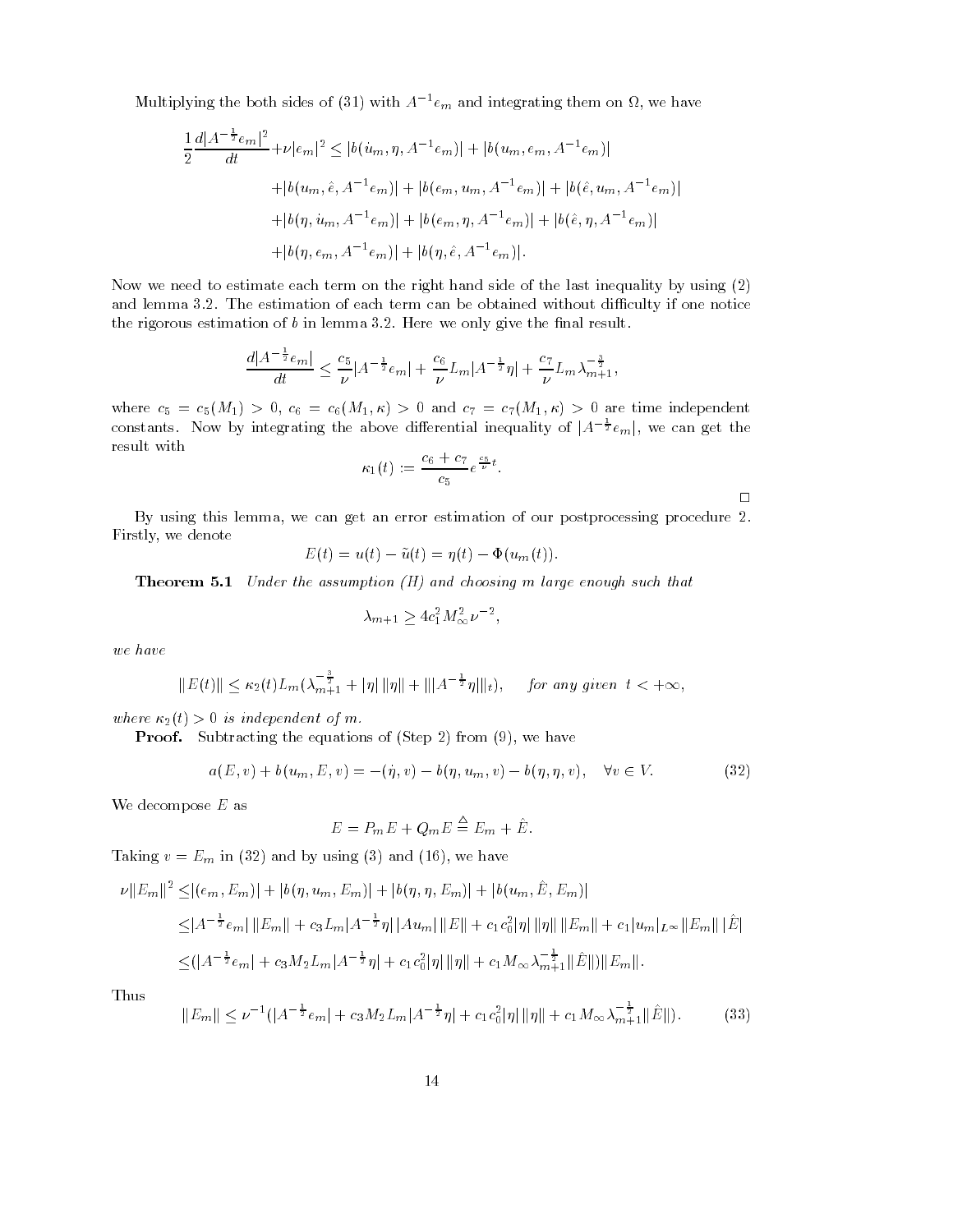Multiplying the both sides of (31) with $A^{-1}e_m$ and integrating them on $\Omega$, we have

$$
\begin{aligned}
\frac{1}{2}\frac{d|A^{-\frac{1}{2}}e_m|^2}{dt} + \nu|e_m|^2 \le\ & |b(\dot{u}_m, \eta, A^{-1}e_m)| + |b(u_m, e_m, A^{-1}e_m)| \\
& + |b(u_m, \hat{e}, A^{-1}e_m)| + |b(e_m, u_m, A^{-1}e_m)| + |b(\hat{e}, u_m, A^{-1}e_m)| \\
& + |b(\eta, u_m, A^{-1}e_m)| + |b(e_m, \eta, A^{-1}e_m)| + |b(\hat{e}, \eta, A^{-1}e_m)| \\
& + |b(\eta, e_m, A^{-1}e_m)| + |b(\eta, \hat{e}, A^{-1}e_m)|.
\end{aligned}
$$

Now we need to estimate each term on the right hand side of the last inequality by using (2) and lemma 3.2. The estimation of each term can be obtained without difficulty if one notice the rigorous estimation of $b$ in lemma 3.2. Here we only give the final result.

$$
\frac{d|A^{-\frac{1}{2}}e_m|}{dt} \le \frac{c_5}{\nu}|A^{-\frac{1}{2}}e_m| + \frac{c_6}{\nu}L_m|A^{-\frac{1}{2}}\eta| + \frac{c_7}{\nu}L_m\lambda_{m+1}^{-\frac{3}{2}},
$$

where $c_5 = c_5(M_1) > 0$, $c_6 = c_6(M_1, \kappa) > 0$ and $c_7 = c_7(M_1, \kappa) > 0$ are time independent constants. Now by integrating the above differential inequality of $|A^{-\frac{1}{2}}e_m|$, we can get the result with

$$
\kappa_1(t) := \frac{c_6 + c_7}{c_5}e^{\frac{c_5}{\nu}t}.
$$

□

By using this lemma, we can get an error estimation of our postprocessing procedure 2. Firstly, we denote

$$
E(t) = u(t) - \tilde{u}(t) = \eta(t) - \Phi(u_m(t)).
$$

**Theorem 5.1** *Under the assumption (H) and choosing m large enough such that*

$$
\lambda_{m+1} \ge 4c_1^2 M_\infty^2 \nu^{-2},
$$

*we have*

$$
\|E(t)\| \le \kappa_2(t)L_m(\lambda_{m+1}^{-\frac{3}{2}} + |\eta|\,\|\eta\| + |||A^{-\frac{1}{2}}\eta|||_t), \qquad \textit{for any given } t < +\infty,
$$

*where $\kappa_2(t) > 0$ is independent of $m$.*

**Proof.** Subtracting the equations of (Step 2) from (9), we have

$$
a(E, v) + b(u_m, E, v) = -(\dot{\eta}, v) - b(\eta, u_m, v) - b(\eta, \eta, v), \quad \forall v \in V. \tag{32}
$$

We decompose $E$ as

$$
E = P_m E + Q_m E \stackrel{\triangle}{=} E_m + \hat{E}.
$$

Taking $v = E_m$ in (32) and by using (3) and (16), we have

$$
\begin{aligned}
\nu\|E_m\|^2 \le & |(e_m, E_m)| + |b(\eta, u_m, E_m)| + |b(\eta, \eta, E_m)| + |b(u_m, \hat{E}, E_m)| \\
\le & |A^{-\frac{1}{2}}e_m|\,\|E_m\| + c_3 L_m|A^{-\frac{1}{2}}\eta|\,|Au_m|\,\|E\| + c_1c_0^2|\eta|\,\|\eta\|\,\|E_m\| + c_1|u_m|_{L^\infty}\|E_m\|\,|\hat{E}| \\
\le & (|A^{-\frac{1}{2}}e_m| + c_3M_2L_m|A^{-\frac{1}{2}}\eta| + c_1c_0^2|\eta|\,\|\eta\| + c_1M_\infty\lambda_{m+1}^{-\frac{1}{2}}\|\hat{E}\|)\|E_m\|.
\end{aligned}
$$

Thus

$$
\|E_m\| \le \nu^{-1}(|A^{-\frac{1}{2}}e_m| + c_3M_2L_m|A^{-\frac{1}{2}}\eta| + c_1c_0^2|\eta|\,\|\eta\| + c_1M_\infty\lambda_{m+1}^{-\frac{1}{2}}\|\hat{E}\|). \tag{33}
$$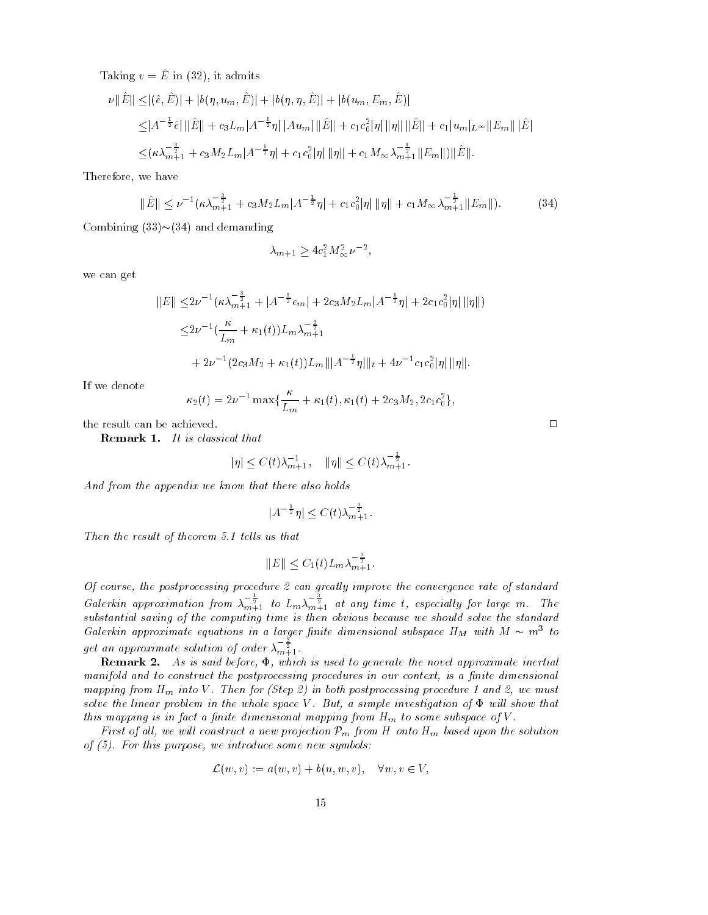Taking $v = \hat{E}$ in (32), it admits

$$
\begin{aligned}
\nu\|\hat{E}\| \le & |(\hat{e}, \hat{E})| + |b(\eta, u_m, \hat{E})| + |b(\eta, \eta, \hat{E})| + |b(u_m, E_m, \hat{E})| \\
\le & |A^{-\frac{1}{2}}\hat{e}|\,\|\hat{E}\| + c_3 L_m |A^{-\frac{1}{2}}\eta|\,|Au_m|\,\|\hat{E}\| + c_1 c_0^2 |\eta|\,\|\eta\|\,\|\hat{E}\| + c_1 |u_m|_{L^\infty}\|E_m\|\,|\hat{E}| \\
\le & (\kappa\lambda_{m+1}^{-\frac{3}{2}} + c_3 M_2 L_m |A^{-\frac{1}{2}}\eta| + c_1 c_0^2 |\eta|\,\|\eta\| + c_1 M_\infty \lambda_{m+1}^{-\frac{1}{2}}\|E_m\|)\|\hat{E}\|.
\end{aligned}
$$

Therefore, we have

$$
\|\hat{E}\| \le \nu^{-1}(\kappa\lambda_{m+1}^{-\frac{3}{2}} + c_3 M_2 L_m |A^{-\frac{1}{2}}\eta| + c_1 c_0^2 |\eta|\,\|\eta\| + c_1 M_\infty \lambda_{m+1}^{-\frac{1}{2}}\|E_m\|). \tag{34}
$$

Combining (33)$\sim$(34) and demanding

$$
\lambda_{m+1} \ge 4c_1^2 M_\infty^2 \nu^{-2},
$$

we can get

$$
\begin{aligned}
\|E\| \le & 2\nu^{-1}(\kappa\lambda_{m+1}^{-\frac{3}{2}} + |A^{-\frac{1}{2}}\epsilon_m| + 2c_3 M_2 L_m |A^{-\frac{1}{2}}\eta| + 2c_1 c_0^2 |\eta|\,\|\eta\|) \\
\le & 2\nu^{-1}(\frac{\kappa}{L_m} + \kappa_1(t)) L_m \lambda_{m+1}^{-\frac{3}{2}} \\
& + 2\nu^{-1}(2c_3 M_2 + \kappa_1(t)) L_m |||A^{-\frac{1}{2}}\eta|||_t + 4\nu^{-1} c_1 c_0^2 |\eta|\,\|\eta\|.
\end{aligned}
$$

If we denote

$$
\kappa_2(t) = 2\nu^{-1}\max\{\frac{\kappa}{L_m} + \kappa_1(t), \kappa_1(t) + 2c_3 M_2, 2c_1 c_0^2\},
$$

the result can be achieved. $\square$

**Remark 1.** *It is classical that*

$$
|\eta| \le C(t)\lambda_{m+1}^{-1}, \quad \|\eta\| \le C(t)\lambda_{m+1}^{-\frac{1}{2}}.
$$

*And from the appendix we know that there also holds*

$$
|A^{-\frac{1}{2}}\eta| \le C(t)\lambda_{m+1}^{-\frac{3}{2}}.
$$

*Then the result of theorem 5.1 tells us that*

$$
\|E\| \le C_1(t) L_m \lambda_{m+1}^{-\frac{3}{2}}.
$$

*Of course, the postprocessing procedure 2 can greatly improve the convergence rate of standard Galerkin approximation from $\lambda_{m+1}^{-\frac{1}{2}}$ to $L_m\lambda_{m+1}^{-\frac{3}{2}}$ at any time $t$, especially for large $m$. The substantial saving of the computing time is then obvious because we should solve the standard Galerkin approximate equations in a larger finite dimensional subspace $H_M$ with $M \sim m^3$ to get an approximate solution of order $\lambda_{m+1}^{-\frac{3}{2}}$.*

**Remark 2.** *As is said before, $\Phi$, which is used to generate the novel approximate inertial manifold and to construct the postprocessing procedures in our context, is a finite dimensional mapping from $H_m$ into $V$. Then for (Step 2) in both postprocessing procedure 1 and 2, we must solve the linear problem in the whole space $V$. But, a simple investigation of $\Phi$ will show that this mapping is in fact a finite dimensional mapping from $H_m$ to some subspace of $V$.*

*First of all, we will construct a new projection $\mathcal{P}_m$ from $H$ onto $H_m$ based upon the solution of (5). For this purpose, we introduce some new symbols:*

$$
\mathcal{L}(w, v) := a(w, v) + b(u, w, v), \quad \forall w, v \in V,
$$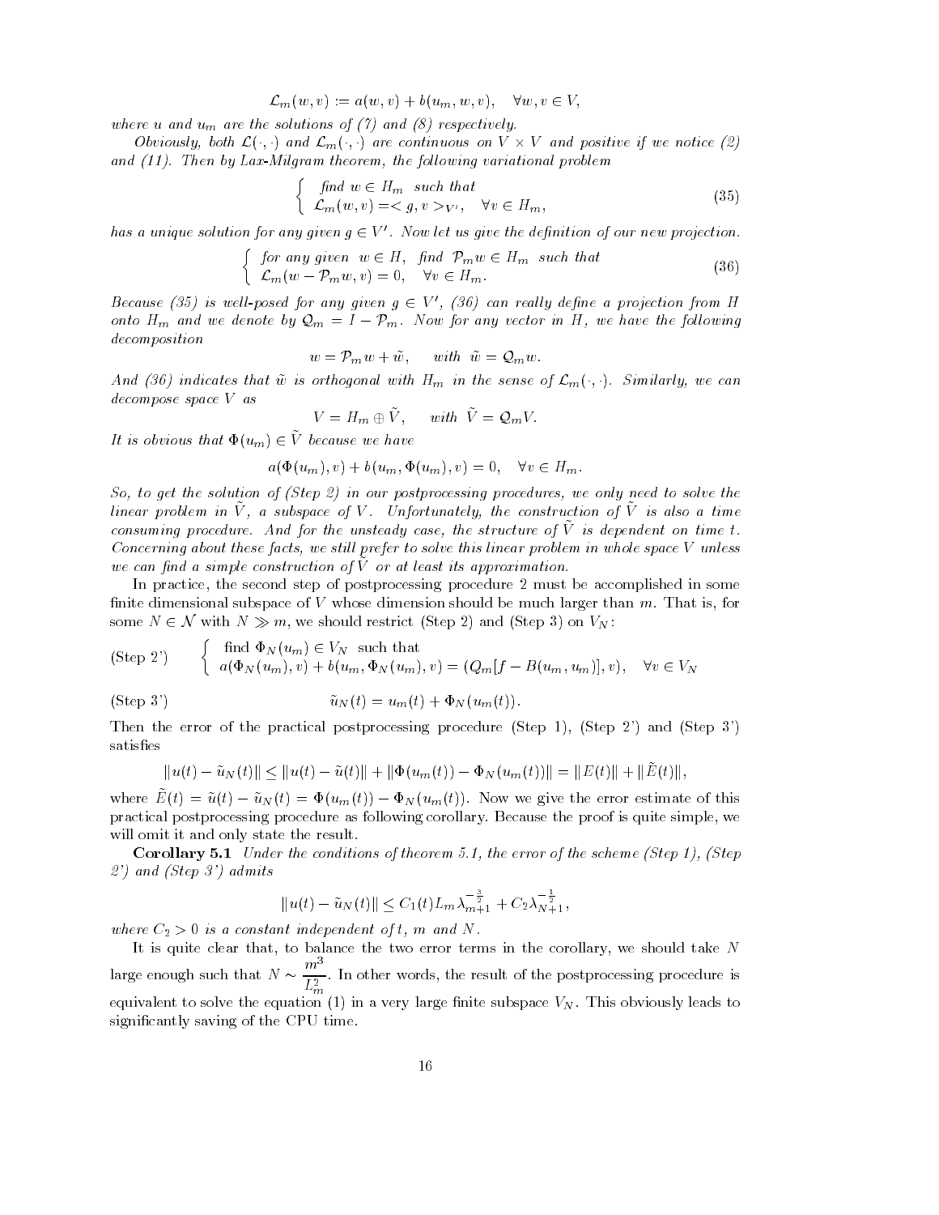$$\mathcal{L}_m(w,v) := a(w,v) + b(u_m, w, v), \quad \forall w, v \in V,$$

*where $u$ and $u_m$ are the solutions of (7) and (8) respectively.*

*Obviously, both $\mathcal{L}(\cdot,\cdot)$ and $\mathcal{L}_m(\cdot,\cdot)$ are continuous on $V \times V$ and positive if we notice (2) and (11). Then by Lax-Milgram theorem, the following variational problem*

$$\left\{ \begin{array}{l} \textit{find } w \in H_m \textit{ such that} \\ \mathcal{L}_m(w,v) = < g, v >_{V'}, \quad \forall v \in H_m, \end{array} \right. \tag{35}$$

*has a unique solution for any given $g \in V'$. Now let us give the definition of our new projection.*

$$\left\{ \begin{array}{l} \textit{for any given } w \in H, \textit{ find } \mathcal{P}_m w \in H_m \textit{ such that} \\ \mathcal{L}_m(w - \mathcal{P}_m w, v) = 0, \quad \forall v \in H_m. \end{array} \right. \tag{36}$$

*Because (35) is well-posed for any given $g \in V'$, (36) can really define a projection from $H$ onto $H_m$ and we denote by $\mathcal{Q}_m = I - \mathcal{P}_m$. Now for any vector in $H$, we have the following decomposition*

$$w = \mathcal{P}_m w + \tilde{w}, \quad \textit{with } \tilde{w} = \mathcal{Q}_m w.$$

*And (36) indicates that $\tilde{w}$ is orthogonal with $H_m$ in the sense of $\mathcal{L}_m(\cdot,\cdot)$. Similarly, we can decompose space $V$ as*

$$V = H_m \oplus \tilde{V}, \quad \textit{with } \tilde{V} = \mathcal{Q}_m V.$$

*It is obvious that $\Phi(u_m) \in \tilde{V}$ because we have*

$$a(\Phi(u_m), v) + b(u_m, \Phi(u_m), v) = 0, \quad \forall v \in H_m.$$

*So, to get the solution of (Step 2) in our postprocessing procedures, we only need to solve the linear problem in $\tilde{V}$, a subspace of $V$. Unfortunately, the construction of $\tilde{V}$ is also a time consuming procedure. And for the unsteady case, the structure of $\tilde{V}$ is dependent on time $t$. Concerning about these facts, we still prefer to solve this linear problem in whole space $V$ unless we can find a simple construction of $\tilde{V}$ or at least its approximation.*

In practice, the second step of postprocessing procedure 2 must be accomplished in some finite dimensional subspace of $V$ whose dimension should be much larger than $m$. That is, for some $N \in \mathcal{N}$ with $N \gg m$, we should restrict (Step 2) and (Step 3) on $V_N$:

$$\text{(Step 2')} \qquad \left\{ \begin{array}{l} \text{find } \Phi_N(u_m) \in V_N \text{ such that} \\ a(\Phi_N(u_m), v) + b(u_m, \Phi_N(u_m), v) = (Q_m[f - B(u_m, u_m)], v), \quad \forall v \in V_N \end{array} \right.$$

$$\text{(Step 3')} \qquad \tilde{u}_N(t) = u_m(t) + \Phi_N(u_m(t)).$$

Then the error of the practical postprocessing procedure (Step 1), (Step 2') and (Step 3') satisfies

$$\|u(t) - \tilde{u}_N(t)\| \le \|u(t) - \tilde{u}(t)\| + \|\Phi(u_m(t)) - \Phi_N(u_m(t))\| = \|E(t)\| + \|\tilde{E}(t)\|,$$

where $\tilde{E}(t) = \tilde{u}(t) - \tilde{u}_N(t) = \Phi(u_m(t)) - \Phi_N(u_m(t))$. Now we give the error estimate of this practical postprocessing procedure as following corollary. Because the proof is quite simple, we will omit it and only state the result.

**Corollary 5.1** *Under the conditions of theorem 5.1, the error of the scheme (Step 1), (Step 2') and (Step 3') admits*

$$\|u(t) - \tilde{u}_N(t)\| \le C_1(t) L_m \lambda_{m+1}^{-\frac{3}{2}} + C_2 \lambda_{N+1}^{-\frac{1}{2}},$$

*where $C_2 > 0$ is a constant independent of $t$, $m$ and $N$.*

It is quite clear that, to balance the two error terms in the corollary, we should take $N$ large enough such that $N \sim \dfrac{m^3}{L_m^2}$. In other words, the result of the postprocessing procedure is equivalent to solve the equation (1) in a very large finite subspace $V_N$. This obviously leads to significantly saving of the CPU time.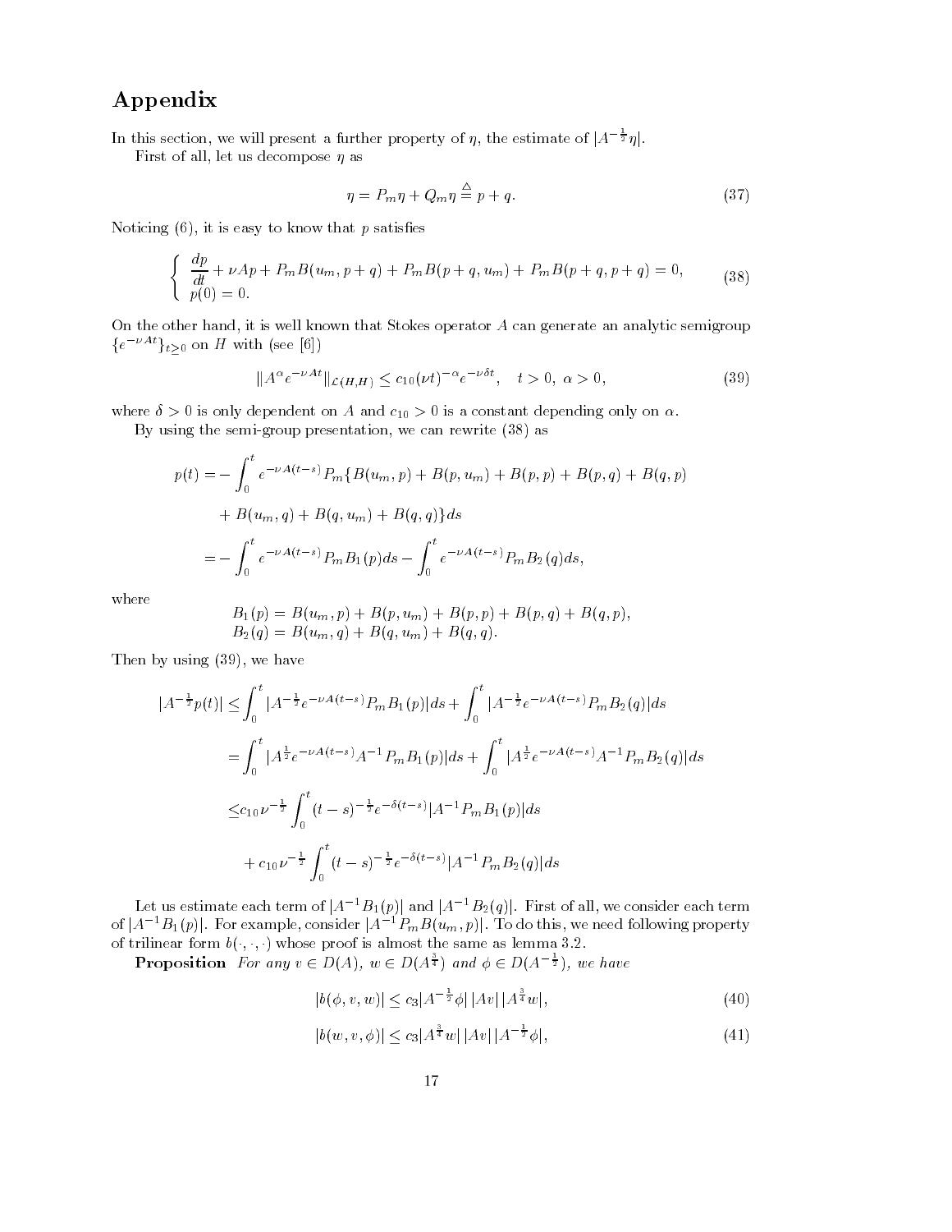# Appendix

In this section, we will present a further property of $\eta$, the estimate of $|A^{-\frac{1}{2}}\eta|$.

First of all, let us decompose $\eta$ as

$$\eta = P_m\eta + Q_m\eta \stackrel{\triangle}{=} p + q. \tag{37}$$

Noticing (6), it is easy to know that $p$ satisfies

$$\begin{cases} \dfrac{dp}{dt} + \nu Ap + P_m B(u_m, p+q) + P_m B(p+q, u_m) + P_m B(p+q, p+q) = 0, \\ p(0) = 0. \end{cases} \tag{38}$$

On the other hand, it is well known that Stokes operator $A$ can generate an analytic semigroup $\{e^{-\nu At}\}_{t\geq 0}$ on $H$ with (see [6])

$$\|A^\alpha e^{-\nu At}\|_{\mathcal{L}(H,H)} \leq c_{10}(\nu t)^{-\alpha} e^{-\nu\delta t}, \quad t > 0,\ \alpha > 0, \tag{39}$$

where $\delta > 0$ is only dependent on $A$ and $c_{10} > 0$ is a constant depending only on $\alpha$.

By using the semi-group presentation, we can rewrite (38) as

$$\begin{aligned} p(t) = & -\int_0^t e^{-\nu A(t-s)} P_m\{B(u_m, p) + B(p, u_m) + B(p,p) + B(p,q) + B(q,p) \\ & + B(u_m, q) + B(q, u_m) + B(q,q)\}ds \\ = & -\int_0^t e^{-\nu A(t-s)} P_m B_1(p) ds - \int_0^t e^{-\nu A(t-s)} P_m B_2(q) ds, \end{aligned}$$

where

$$\begin{aligned} B_1(p) &= B(u_m, p) + B(p, u_m) + B(p,p) + B(p,q) + B(q,p), \\ B_2(q) &= B(u_m, q) + B(q, u_m) + B(q,q). \end{aligned}$$

Then by using (39), we have

$$\begin{aligned} |A^{-\frac{1}{2}} p(t)| \leq & \int_0^t |A^{-\frac{1}{2}} e^{-\nu A(t-s)} P_m B_1(p)| ds + \int_0^t |A^{-\frac{1}{2}} e^{-\nu A(t-s)} P_m B_2(q)| ds \\ = & \int_0^t |A^{\frac{1}{2}} e^{-\nu A(t-s)} A^{-1} P_m B_1(p)| ds + \int_0^t |A^{\frac{1}{2}} e^{-\nu A(t-s)} A^{-1} P_m B_2(q)| ds \\ \leq & c_{10}\nu^{-\frac{1}{2}} \int_0^t (t-s)^{-\frac{1}{2}} e^{-\delta(t-s)} |A^{-1} P_m B_1(p)| ds \\ & + c_{10}\nu^{-\frac{1}{2}} \int_0^t (t-s)^{-\frac{1}{2}} e^{-\delta(t-s)} |A^{-1} P_m B_2(q)| ds \end{aligned}$$

Let us estimate each term of $|A^{-1}B_1(p)|$ and $|A^{-1}B_2(q)|$. First of all, we consider each term of $|A^{-1}B_1(p)|$. For example, consider $|A^{-1}P_m B(u_m, p)|$. To do this, we need following property of trilinear form $b(\cdot,\cdot,\cdot)$ whose proof is almost the same as lemma 3.2.

**Proposition** *For any $v \in D(A)$, $w \in D(A^{\frac{3}{4}})$ and $\phi \in D(A^{-\frac{1}{2}})$, we have*

$$|b(\phi, v, w)| \leq c_3 |A^{-\frac{1}{2}}\phi|\,|Av|\,|A^{\frac{3}{4}}w|, \tag{40}$$

$$|b(w, v, \phi)| \leq c_3 |A^{\frac{3}{4}}w|\,|Av|\,|A^{-\frac{1}{2}}\phi|, \tag{41}$$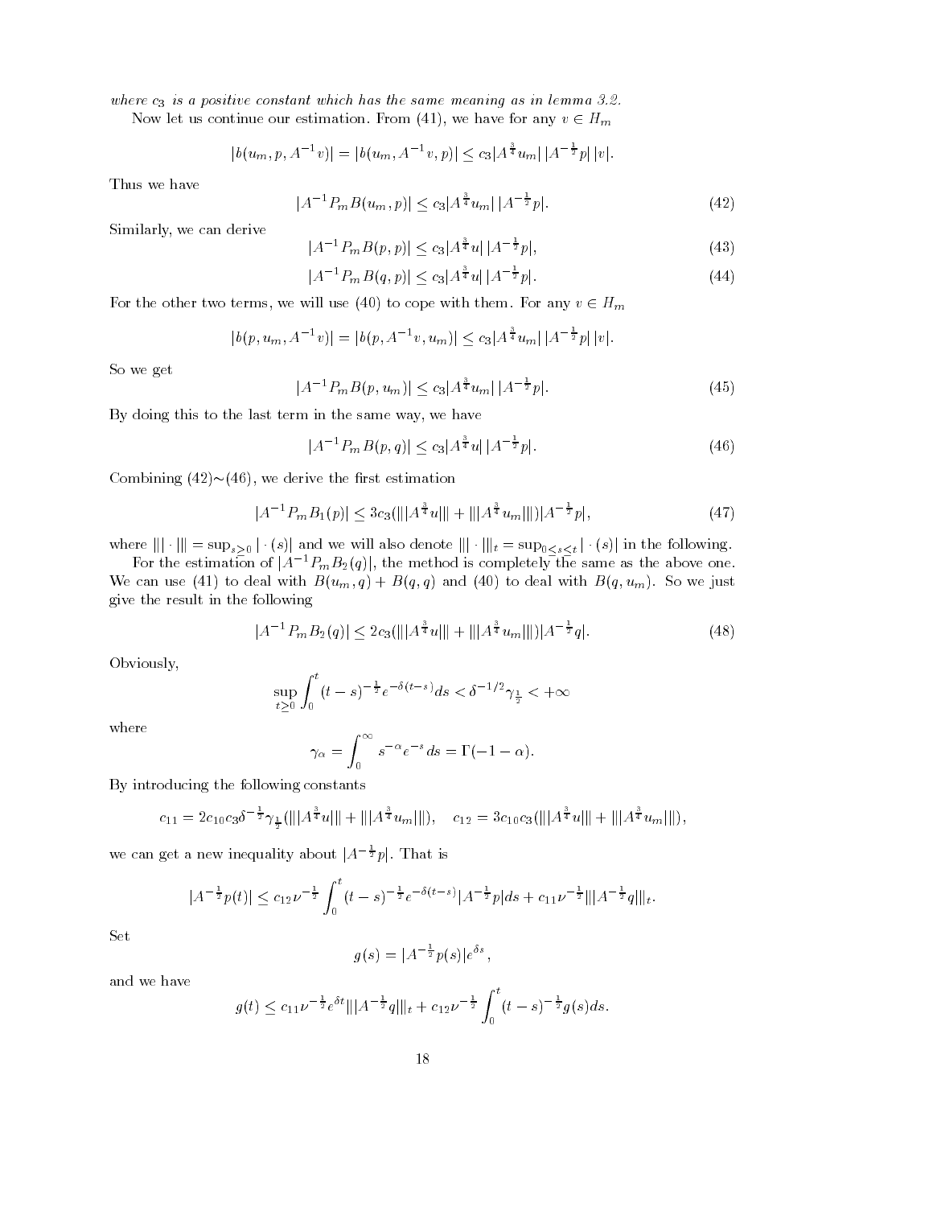*where $c_3$ is a positive constant which has the same meaning as in lemma 3.2.*

Now let us continue our estimation. From (41), we have for any $v \in H_m$

$$|b(u_m, p, A^{-1}v)| = |b(u_m, A^{-1}v, p)| \leq c_3 |A^{\frac{3}{4}} u_m| \, |A^{-\frac{1}{2}} p| \, |v|.$$

Thus we have

$$|A^{-1} P_m B(u_m, p)| \leq c_3 |A^{\frac{3}{4}} u_m| \, |A^{-\frac{1}{2}} p|. \tag{42}$$

Similarly, we can derive

$$|A^{-1} P_m B(p, p)| \leq c_3 |A^{\frac{3}{4}} u| \, |A^{-\frac{1}{2}} p|, \tag{43}$$

$$|A^{-1} P_m B(q, p)| \leq c_3 |A^{\frac{3}{4}} u| \, |A^{-\frac{1}{2}} p|. \tag{44}$$

For the other two terms, we will use (40) to cope with them. For any $v \in H_m$

$$|b(p, u_m, A^{-1}v)| = |b(p, A^{-1}v, u_m)| \leq c_3 |A^{\frac{3}{4}} u_m| \, |A^{-\frac{1}{2}} p| \, |v|.$$

So we get

$$|A^{-1} P_m B(p, u_m)| \leq c_3 |A^{\frac{3}{4}} u_m| \, |A^{-\frac{1}{2}} p|. \tag{45}$$

By doing this to the last term in the same way, we have

$$|A^{-1} P_m B(p, q)| \leq c_3 |A^{\frac{3}{4}} u| \, |A^{-\frac{1}{2}} p|. \tag{46}$$

Combining (42)$\sim$(46), we derive the first estimation

$$|A^{-1} P_m B_1(p)| \leq 3c_3 (|||A^{\frac{3}{4}} u||| + |||A^{\frac{3}{4}} u_m|||) |A^{-\frac{1}{2}} p|, \tag{47}$$

where $||| \cdot ||| = \sup_{s \geq 0} | \cdot (s)|$ and we will also denote $||| \cdot |||_t = \sup_{0 \leq s \leq t} | \cdot (s)|$ in the following.

For the estimation of $|A^{-1} P_m B_2(q)|$, the method is completely the same as the above one. We can use (41) to deal with $B(u_m, q) + B(q, q)$ and (40) to deal with $B(q, u_m)$. So we just give the result in the following

$$|A^{-1} P_m B_2(q)| \leq 2c_3 (|||A^{\frac{3}{4}} u||| + |||A^{\frac{3}{4}} u_m|||) |A^{-\frac{1}{2}} q|. \tag{48}$$

Obviously,

$$\sup_{t \geq 0} \int_0^t (t-s)^{-\frac{1}{2}} e^{-\delta(t-s)} ds < \delta^{-1/2} \gamma_{\frac{1}{2}} < +\infty$$

where

$$\gamma_\alpha = \int_0^\infty s^{-\alpha} e^{-s} ds = \Gamma(-1-\alpha).$$

By introducing the following constants

$$c_{11} = 2c_{10} c_3 \delta^{-\frac{1}{2}} \gamma_{\frac{1}{2}} (|||A^{\frac{3}{4}} u||| + |||A^{\frac{3}{4}} u_m|||), \quad c_{12} = 3c_{10} c_3 (|||A^{\frac{3}{4}} u||| + |||A^{\frac{3}{4}} u_m|||),$$

we can get a new inequality about $|A^{-\frac{1}{2}} p|$. That is

$$|A^{-\frac{1}{2}} p(t)| \leq c_{12} \nu^{-\frac{1}{2}} \int_0^t (t-s)^{-\frac{1}{2}} e^{-\delta(t-s)} |A^{-\frac{1}{2}} p| ds + c_{11} \nu^{-\frac{1}{2}} |||A^{-\frac{1}{2}} q|||_t.$$

Set

$$g(s) = |A^{-\frac{1}{2}} p(s)| e^{\delta s},$$

and we have

$$g(t) \leq c_{11} \nu^{-\frac{1}{2}} e^{\delta t} |||A^{-\frac{1}{2}} q|||_t + c_{12} \nu^{-\frac{1}{2}} \int_0^t (t-s)^{-\frac{1}{2}} g(s) ds.$$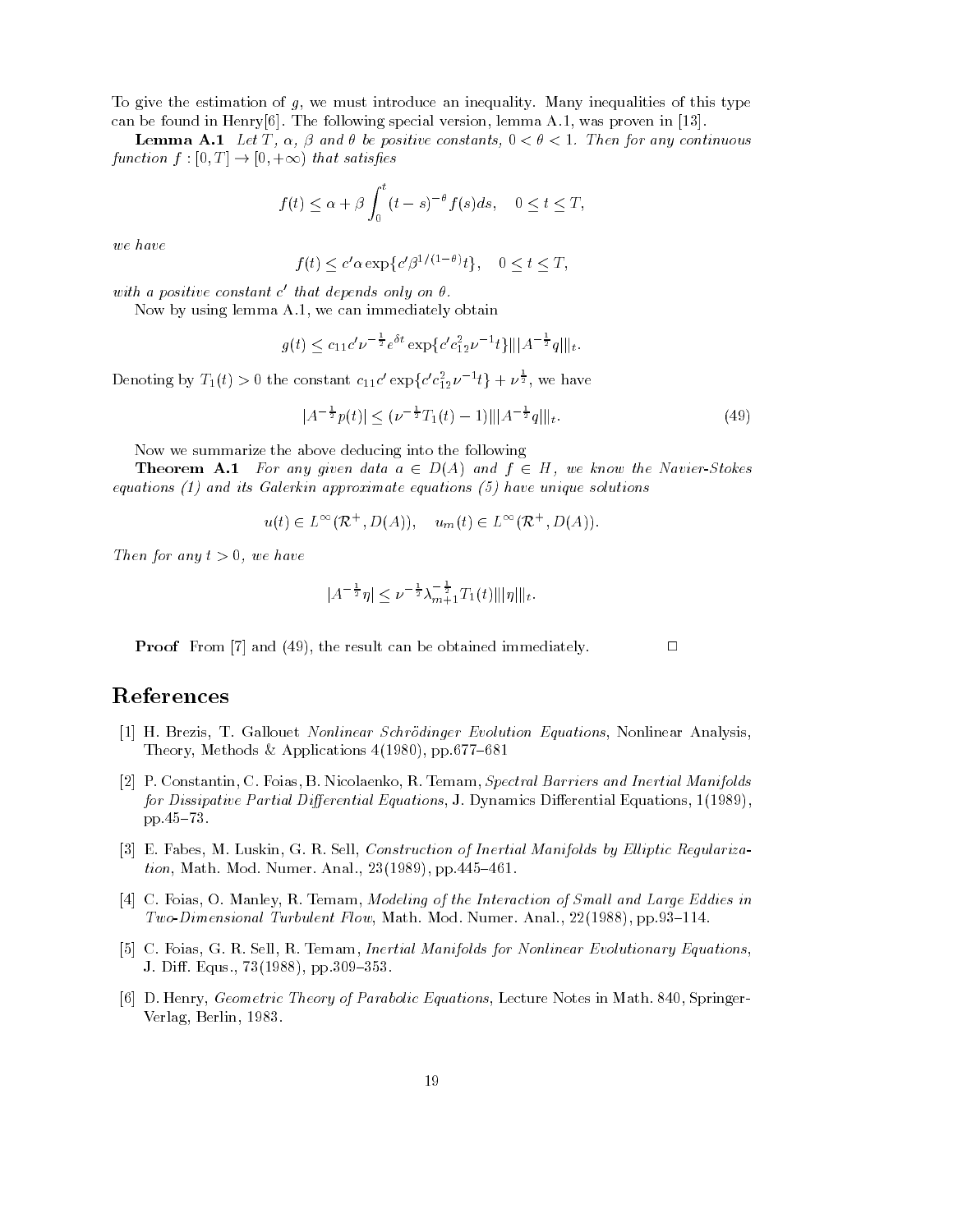To give the estimation of $g$, we must introduce an inequality. Many inequalities of this type can be found in Henry[6]. The following special version, lemma A.1, was proven in [13].

**Lemma A.1** *Let $T$, $\alpha$, $\beta$ and $\theta$ be positive constants, $0 < \theta < 1$. Then for any continuous function $f : [0, T] \to [0, +\infty)$ that satisfies*

$$f(t) \le \alpha + \beta \int_0^t (t-s)^{-\theta} f(s) ds, \quad 0 \le t \le T,$$

*we have*

$$f(t) \le c' \alpha \exp\{c' \beta^{1/(1-\theta)} t\}, \quad 0 \le t \le T,$$

*with a positive constant $c'$ that depends only on $\theta$.*

Now by using lemma A.1, we can immediately obtain

$$g(t) \le c_{11} c' \nu^{-\frac{1}{2}} e^{\delta t} \exp\{c' c_{12}^2 \nu^{-1} t\} |||A^{-\frac{1}{2}} q|||_t.$$

Denoting by $T_1(t) > 0$ the constant $c_{11} c' \exp\{c' c_{12}^2 \nu^{-1} t\} + \nu^{\frac{1}{2}}$, we have

$$|A^{-\frac{1}{2}} p(t)| \le (\nu^{-\frac{1}{2}} T_1(t) - 1) |||A^{-\frac{1}{2}} q|||_t. \tag{49}$$

Now we summarize the above deducing into the following

**Theorem A.1** *For any given data $a \in D(A)$ and $f \in H$, we know the Navier-Stokes equations (1) and its Galerkin approximate equations (5) have unique solutions*

$$u(t) \in L^\infty(\mathcal{R}^+, D(A)), \quad u_m(t) \in L^\infty(\mathcal{R}^+, D(A)).$$

*Then for any $t > 0$, we have*

$$|A^{-\frac{1}{2}} \eta| \le \nu^{-\frac{1}{2}} \lambda_{m+1}^{-\frac{1}{2}} T_1(t) |||\eta|||_t.$$

**Proof** From [7] and (49), the result can be obtained immediately. □

# References

[1] H. Brezis, T. Gallouet *Nonlinear Schrödinger Evolution Equations*, Nonlinear Analysis, Theory, Methods & Applications 4(1980), pp.677–681

[2] P. Constantin, C. Foias, B. Nicolaenko, R. Temam, *Spectral Barriers and Inertial Manifolds for Dissipative Partial Differential Equations*, J. Dynamics Differential Equations, 1(1989), pp.45–73.

[3] E. Fabes, M. Luskin, G. R. Sell, *Construction of Inertial Manifolds by Elliptic Regularization*, Math. Mod. Numer. Anal., 23(1989), pp.445–461.

[4] C. Foias, O. Manley, R. Temam, *Modeling of the Interaction of Small and Large Eddies in Two-Dimensional Turbulent Flow*, Math. Mod. Numer. Anal., 22(1988), pp.93–114.

[5] C. Foias, G. R. Sell, R. Temam, *Inertial Manifolds for Nonlinear Evolutionary Equations*, J. Diff. Equs., 73(1988), pp.309–353.

[6] D. Henry, *Geometric Theory of Parabolic Equations*, Lecture Notes in Math. 840, Springer-Verlag, Berlin, 1983.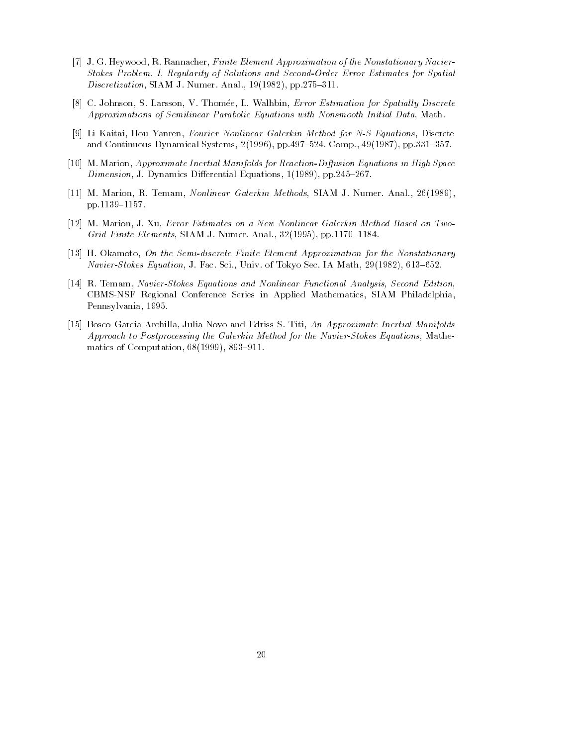[7] J. G. Heywood, R. Rannacher, *Finite Element Approximation of the Nonstationary Navier-Stokes Problem. I. Regularity of Solutions and Second-Order Error Estimates for Spatial Discretization*, SIAM J. Numer. Anal., 19(1982), pp.275–311.

[8] C. Johnson, S. Larsson, V. Thomée, L. Walhbin, *Error Estimation for Spatially Discrete Approximations of Semilinear Parabolic Equations with Nonsmooth Initial Data*, Math.

[9] Li Kaitai, Hou Yanren, *Fourier Nonlinear Galerkin Method for N-S Equations*, Discrete and Continuous Dynamical Systems, 2(1996), pp.497–524. Comp., 49(1987), pp.331–357.

[10] M. Marion, *Approximate Inertial Manifolds for Reaction-Diffusion Equations in High Space Dimension*, J. Dynamics Differential Equations, 1(1989), pp.245–267.

[11] M. Marion, R. Temam, *Nonlinear Galerkin Methods*, SIAM J. Numer. Anal., 26(1989), pp.1139–1157.

[12] M. Marion, J. Xu, *Error Estimates on a New Nonlinear Galerkin Method Based on Two-Grid Finite Elements*, SIAM J. Numer. Anal., 32(1995), pp.1170–1184.

[13] H. Okamoto, *On the Semi-discrete Finite Element Approximation for the Nonstationary Navier-Stokes Equation*, J. Fac. Sci., Univ. of Tokyo Sec. IA Math, 29(1982), 613–652.

[14] R. Temam, *Navier-Stokes Equations and Nonlinear Functional Analysis, Second Edition*, CBMS-NSF Regional Conference Series in Applied Mathematics, SIAM Philadelphia, Pennsylvania, 1995.

[15] Bosco Garcia-Archilla, Julia Novo and Edriss S. Titi, *An Approximate Inertial Manifolds Approach to Postprocessing the Galerkin Method for the Navier-Stokes Equations*, Mathematics of Computation, 68(1999), 893–911.